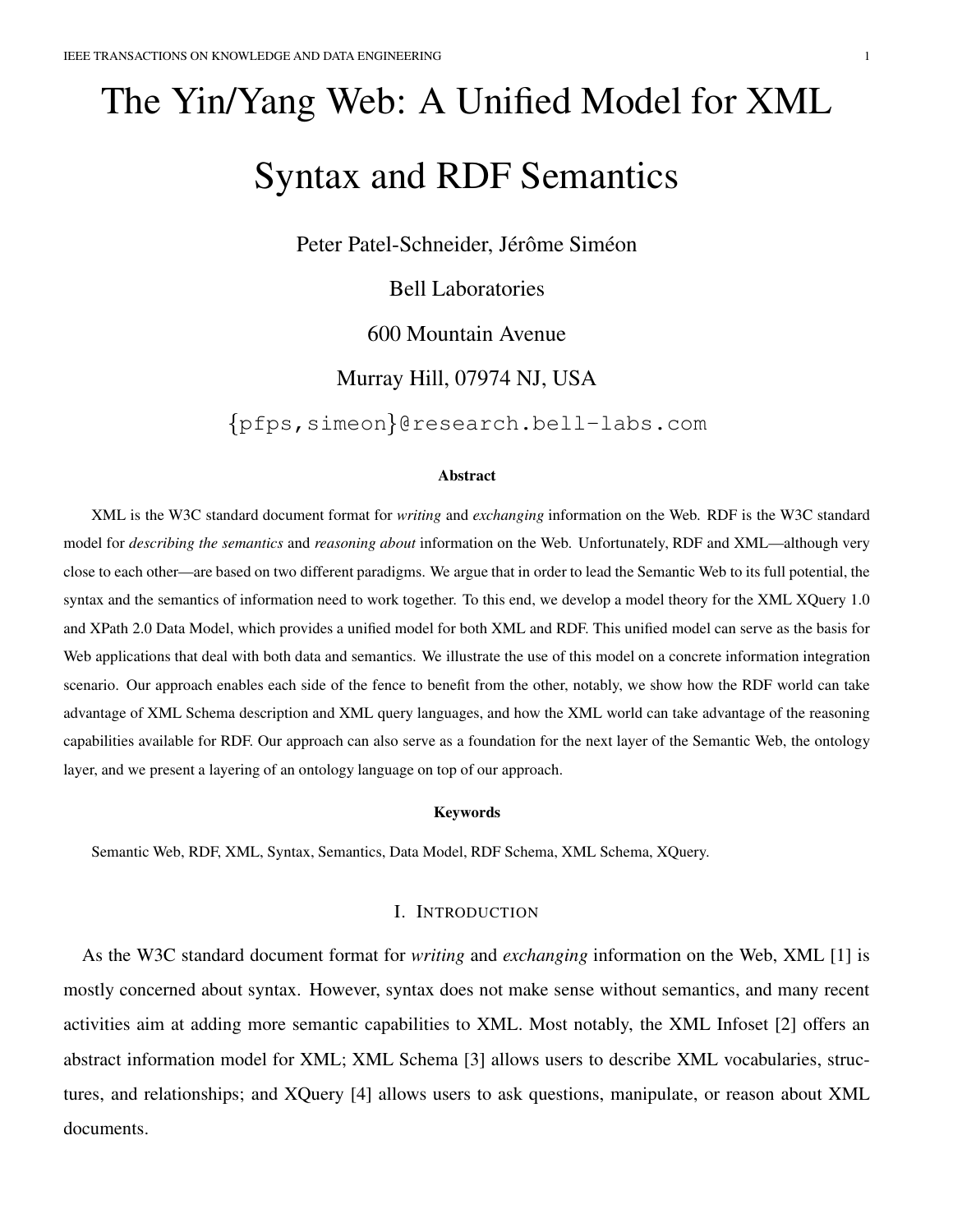# The Yin/Yang Web: A Unified Model for XML Syntax and RDF Semantics

Peter Patel-Schneider, Jérôme Siméon

Bell Laboratories

600 Mountain Avenue

Murray Hill, 07974 NJ, USA

{pfps,simeon}@research.bell-labs.com

### Abstract

XML is the W3C standard document format for *writing* and *exchanging* information on the Web. RDF is the W3C standard model for *describing the semantics* and *reasoning about* information on the Web. Unfortunately, RDF and XML—although very close to each other—are based on two different paradigms. We argue that in order to lead the Semantic Web to its full potential, the syntax and the semantics of information need to work together. To this end, we develop a model theory for the XML XQuery 1.0 and XPath 2.0 Data Model, which provides a unified model for both XML and RDF. This unified model can serve as the basis for Web applications that deal with both data and semantics. We illustrate the use of this model on a concrete information integration scenario. Our approach enables each side of the fence to benefit from the other, notably, we show how the RDF world can take advantage of XML Schema description and XML query languages, and how the XML world can take advantage of the reasoning capabilities available for RDF. Our approach can also serve as a foundation for the next layer of the Semantic Web, the ontology layer, and we present a layering of an ontology language on top of our approach.

### Keywords

Semantic Web, RDF, XML, Syntax, Semantics, Data Model, RDF Schema, XML Schema, XQuery.

## I. Introduction

As the W3C standard document format for *writing* and *exchanging* information on the Web, XML [1] is mostly concerned about syntax. However, syntax does not make sense without semantics, and many recent activities aim at adding more semantic capabilities to XML. Most notably, the XML Infoset [2] offers an abstract information model for XML; XML Schema [3] allows users to describe XML vocabularies, structures, and relationships; and XQuery [4] allows users to ask questions, manipulate, or reason about XML documents.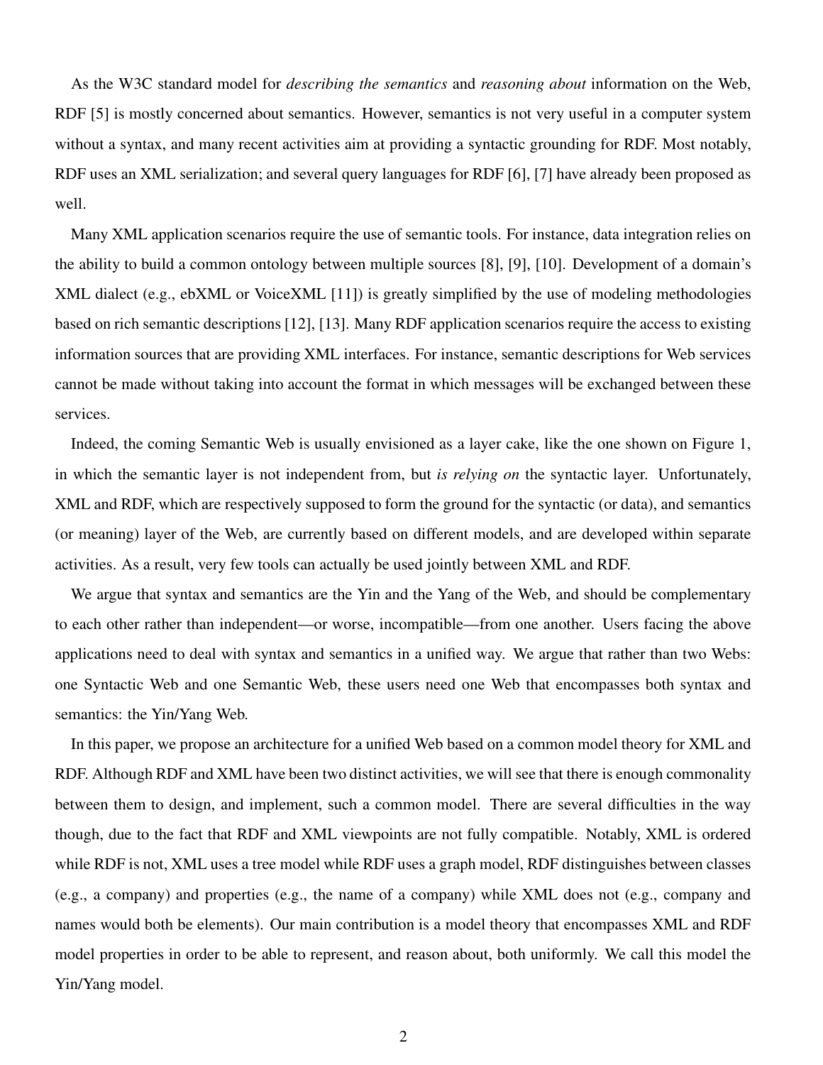As the W3C standard model for *describing the semantics* and *reasoning about* information on the Web, RDF [5] is mostly concerned about semantics. However, semantics is not very useful in a computer system without a syntax, and many recent activities aim at providing a syntactic grounding for RDF. Most notably, RDF uses an XML serialization; and several query languages for RDF [6], [7] have already been proposed as well.

Many XML application scenarios require the use of semantic tools. For instance, data integration relies on the ability to build a common ontology between multiple sources [8], [9], [10]. Development of a domain's XML dialect (e.g., ebXML or VoiceXML [11]) is greatly simplified by the use of modeling methodologies based on rich semantic descriptions [12], [13]. Many RDF application scenarios require the access to existing information sources that are providing XML interfaces. For instance, semantic descriptions for Web services cannot be made without taking into account the format in which messages will be exchanged between these services.

Indeed, the coming Semantic Web is usually envisioned as a layer cake, like the one shown on Figure 1, in which the semantic layer is not independent from, but *is relying on* the syntactic layer. Unfortunately, XML and RDF, which are respectively supposed to form the ground for the syntactic (or data), and semantics (or meaning) layer of the Web, are currently based on different models, and are developed within separate activities. As a result, very few tools can actually be used jointly between XML and RDF.

We argue that syntax and semantics are the Yin and the Yang of the Web, and should be complementary to each other rather than independent—or worse, incompatible—from one another. Users facing the above applications need to deal with syntax and semantics in a unified way. We argue that rather than two Webs: one Syntactic Web and one Semantic Web, these users need one Web that encompasses both syntax and semantics: the Yin/Yang Web.

In this paper, we propose an architecture for a unified Web based on a common model theory for XML and RDF. Although RDF and XML have been two distinct activities, we will see that there is enough commonality between them to design, and implement, such a common model. There are several difficulties in the way though, due to the fact that RDF and XML viewpoints are not fully compatible. Notably, XML is ordered while RDF is not, XML uses a tree model while RDF uses a graph model, RDF distinguishes between classes (e.g., a company) and properties (e.g., the name of a company) while XML does not (e.g., company and names would both be elements). Our main contribution is a model theory that encompasses XML and RDF model properties in order to be able to represent, and reason about, both uniformly. We call this model the Yin/Yang model.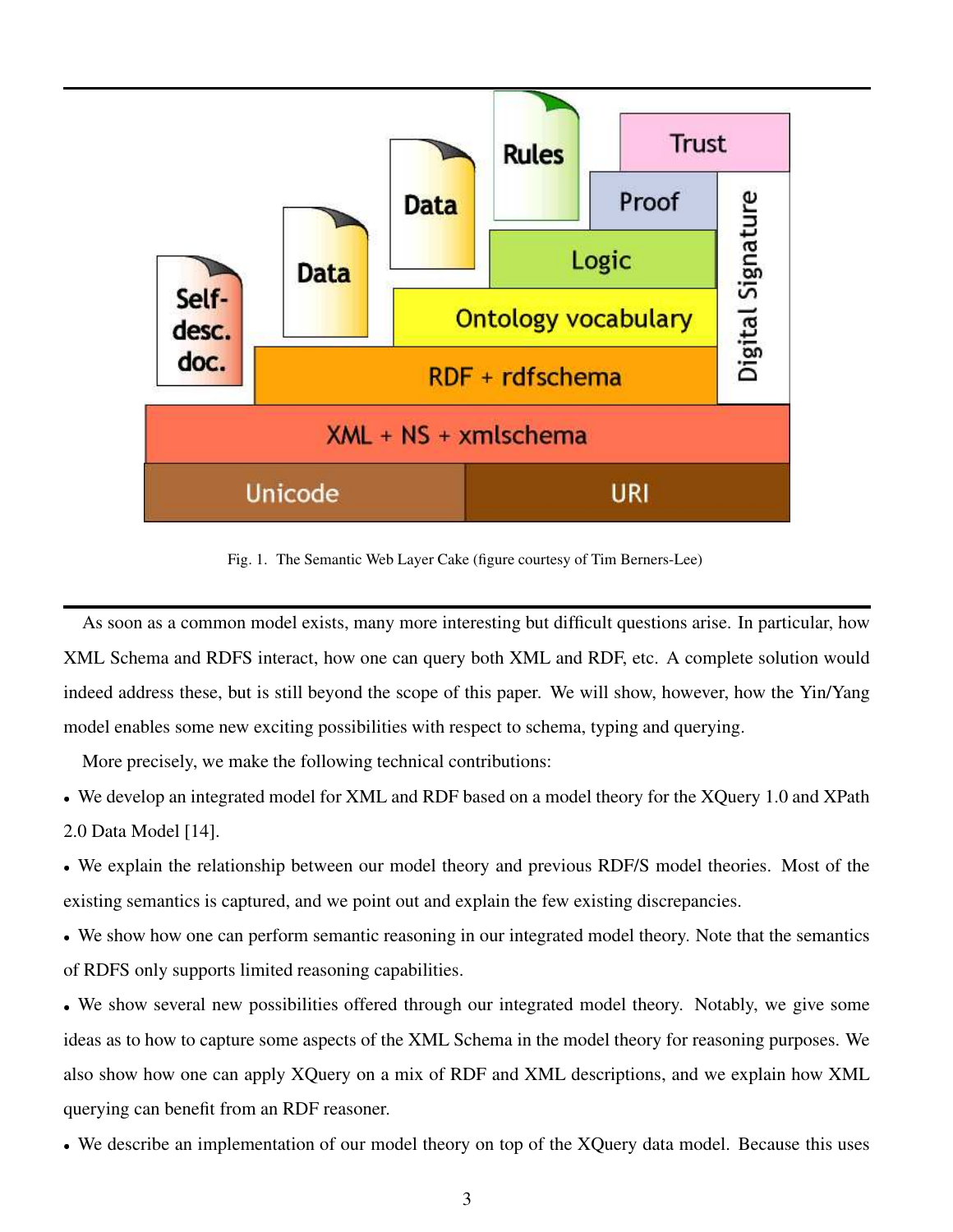Fig. 1. The Semantic Web Layer Cake (figure courtesy of Tim Berners-Lee)

As soon as a common model exists, many more interesting but difficult questions arise. In particular, how XML Schema and RDFS interact, how one can query both XML and RDF, etc. A complete solution would indeed address these, but is still beyond the scope of this paper. We will show, however, how the Yin/Yang model enables some new exciting possibilities with respect to schema, typing and querying.

More precisely, we make the following technical contributions:

- We develop an integrated model for XML and RDF based on a model theory for the XQuery 1.0 and XPath 2.0 Data Model [14].
- We explain the relationship between our model theory and previous RDF/S model theories. Most of the existing semantics is captured, and we point out and explain the few existing discrepancies.
- We show how one can perform semantic reasoning in our integrated model theory. Note that the semantics of RDFS only supports limited reasoning capabilities.
- We show several new possibilities offered through our integrated model theory. Notably, we give some ideas as to how to capture some aspects of the XML Schema in the model theory for reasoning purposes. We also show how one can apply XQuery on a mix of RDF and XML descriptions, and we explain how XML querying can benefit from an RDF reasoner.
- We describe an implementation of our model theory on top of the XQuery data model. Because this uses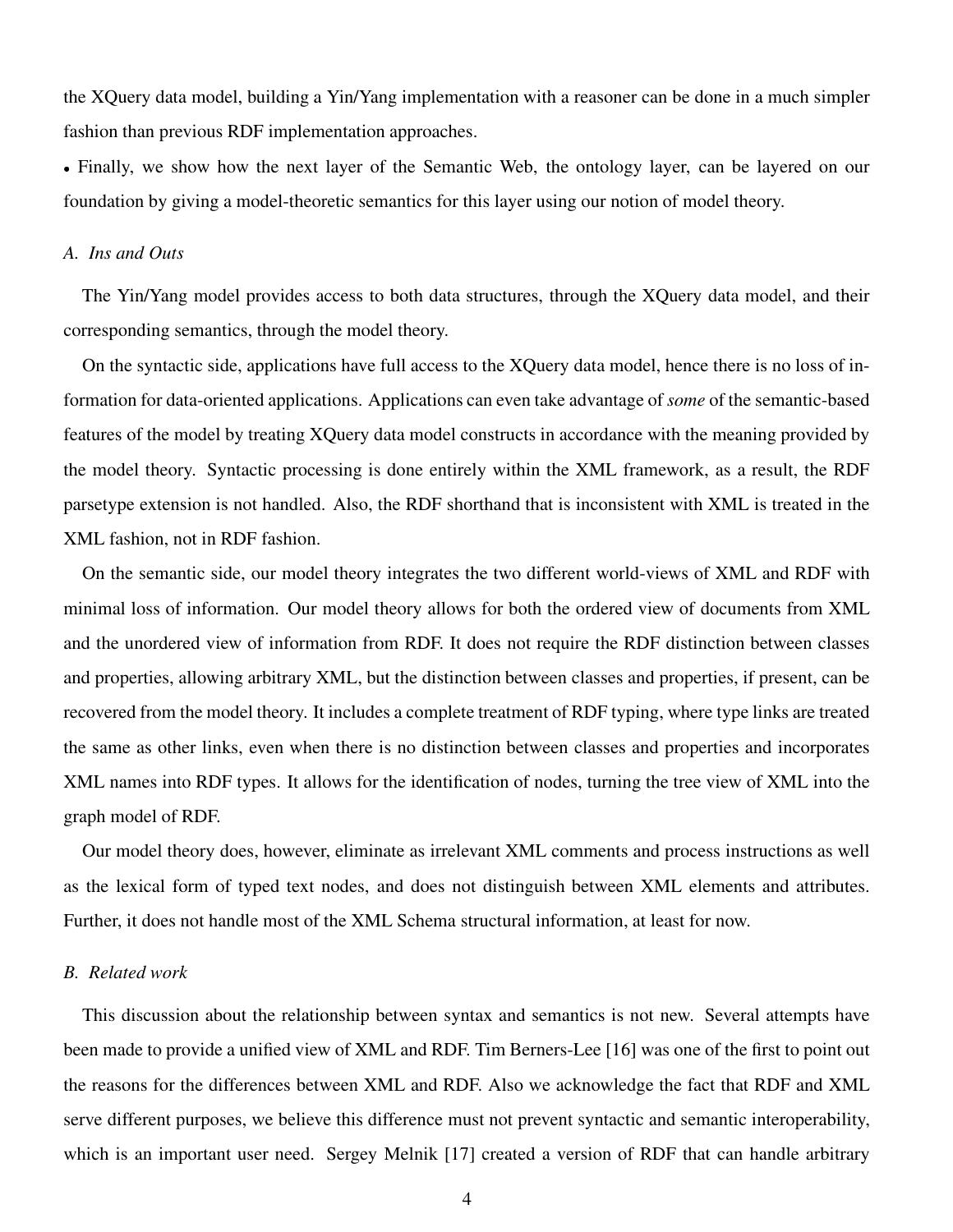the XQuery data model, building a Yin/Yang implementation with a reasoner can be done in a much simpler fashion than previous RDF implementation approaches.

• Finally, we show how the next layer of the Semantic Web, the ontology layer, can be layered on our foundation by giving a model-theoretic semantics for this layer using our notion of model theory.

### *A. Ins and Outs*

The Yin/Yang model provides access to both data structures, through the XQuery data model, and their corresponding semantics, through the model theory.

On the syntactic side, applications have full access to the XQuery data model, hence there is no loss of information for data-oriented applications. Applications can even take advantage of *some* of the semantic-based features of the model by treating XQuery data model constructs in accordance with the meaning provided by the model theory. Syntactic processing is done entirely within the XML framework, as a result, the RDF parsetype extension is not handled. Also, the RDF shorthand that is inconsistent with XML is treated in the XML fashion, not in RDF fashion.

On the semantic side, our model theory integrates the two different world-views of XML and RDF with minimal loss of information. Our model theory allows for both the ordered view of documents from XML and the unordered view of information from RDF. It does not require the RDF distinction between classes and properties, allowing arbitrary XML, but the distinction between classes and properties, if present, can be recovered from the model theory. It includes a complete treatment of RDF typing, where type links are treated the same as other links, even when there is no distinction between classes and properties and incorporates XML names into RDF types. It allows for the identification of nodes, turning the tree view of XML into the graph model of RDF.

Our model theory does, however, eliminate as irrelevant XML comments and process instructions as well as the lexical form of typed text nodes, and does not distinguish between XML elements and attributes. Further, it does not handle most of the XML Schema structural information, at least for now.

### *B. Related work*

This discussion about the relationship between syntax and semantics is not new. Several attempts have been made to provide a unified view of XML and RDF. Tim Berners-Lee [16] was one of the first to point out the reasons for the differences between XML and RDF. Also we acknowledge the fact that RDF and XML serve different purposes, we believe this difference must not prevent syntactic and semantic interoperability, which is an important user need. Sergey Melnik [17] created a version of RDF that can handle arbitrary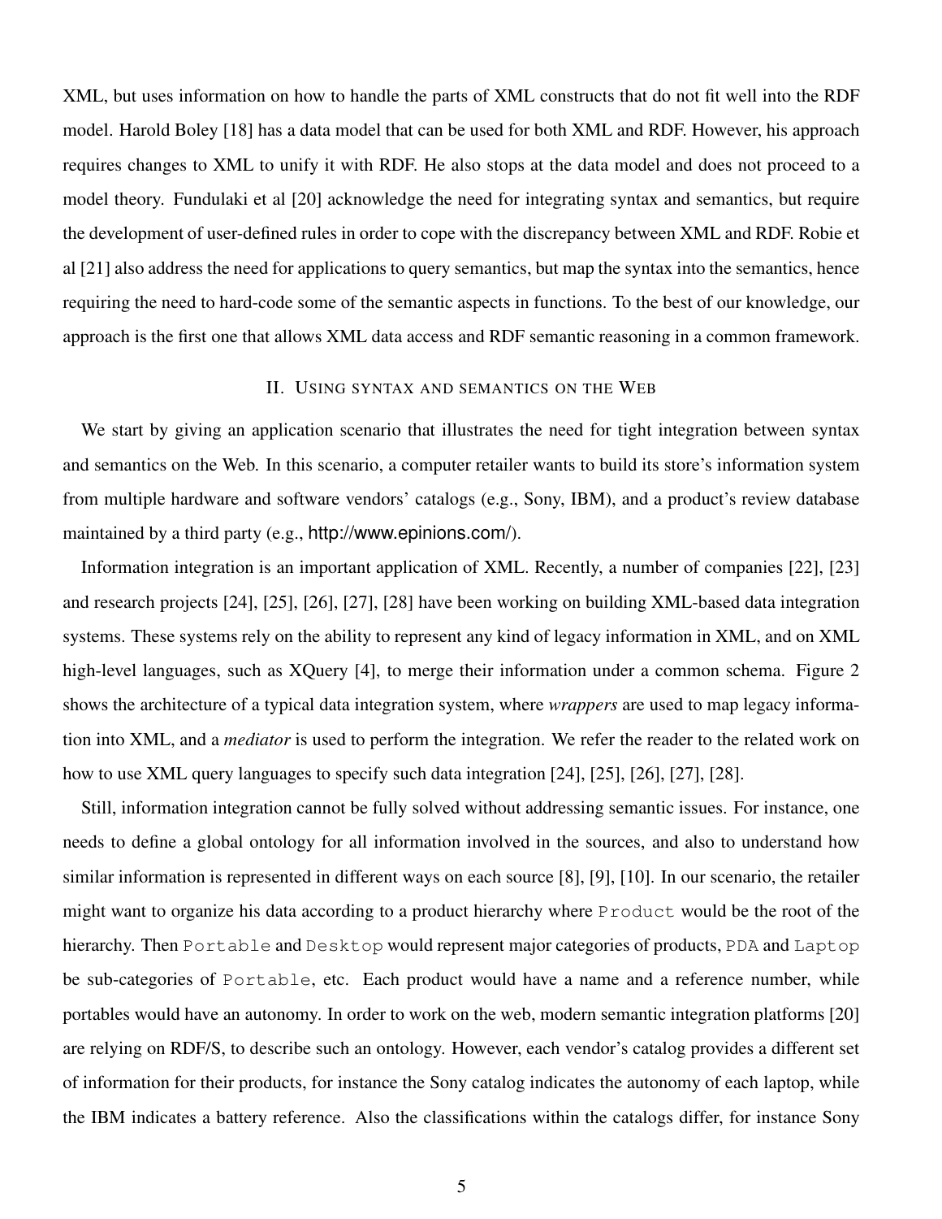XML, but uses information on how to handle the parts of XML constructs that do not fit well into the RDF model. Harold Boley [18] has a data model that can be used for both XML and RDF. However, his approach requires changes to XML to unify it with RDF. He also stops at the data model and does not proceed to a model theory. Fundulaki et al [20] acknowledge the need for integrating syntax and semantics, but require the development of user-defined rules in order to cope with the discrepancy between XML and RDF. Robie et al [21] also address the need for applications to query semantics, but map the syntax into the semantics, hence requiring the need to hard-code some of the semantic aspects in functions. To the best of our knowledge, our approach is the first one that allows XML data access and RDF semantic reasoning in a common framework.

## II. Using syntax and semantics on the Web

We start by giving an application scenario that illustrates the need for tight integration between syntax and semantics on the Web. In this scenario, a computer retailer wants to build its store's information system from multiple hardware and software vendors' catalogs (e.g., Sony, IBM), and a product's review database maintained by a third party (e.g., http://www.epinions.com/).

Information integration is an important application of XML. Recently, a number of companies [22], [23] and research projects [24], [25], [26], [27], [28] have been working on building XML-based data integration systems. These systems rely on the ability to represent any kind of legacy information in XML, and on XML high-level languages, such as XQuery [4], to merge their information under a common schema. Figure 2 shows the architecture of a typical data integration system, where *wrappers* are used to map legacy information into XML, and a *mediator* is used to perform the integration. We refer the reader to the related work on how to use XML query languages to specify such data integration [24], [25], [26], [27], [28].

Still, information integration cannot be fully solved without addressing semantic issues. For instance, one needs to define a global ontology for all information involved in the sources, and also to understand how similar information is represented in different ways on each source [8], [9], [10]. In our scenario, the retailer might want to organize his data according to a product hierarchy where `Product` would be the root of the hierarchy. Then `Portable` and `Desktop` would represent major categories of products, `PDA` and `Laptop` be sub-categories of `Portable`, etc. Each product would have a name and a reference number, while portables would have an autonomy. In order to work on the web, modern semantic integration platforms [20] are relying on RDF/S, to describe such an ontology. However, each vendor's catalog provides a different set of information for their products, for instance the Sony catalog indicates the autonomy of each laptop, while the IBM indicates a battery reference. Also the classifications within the catalogs differ, for instance Sony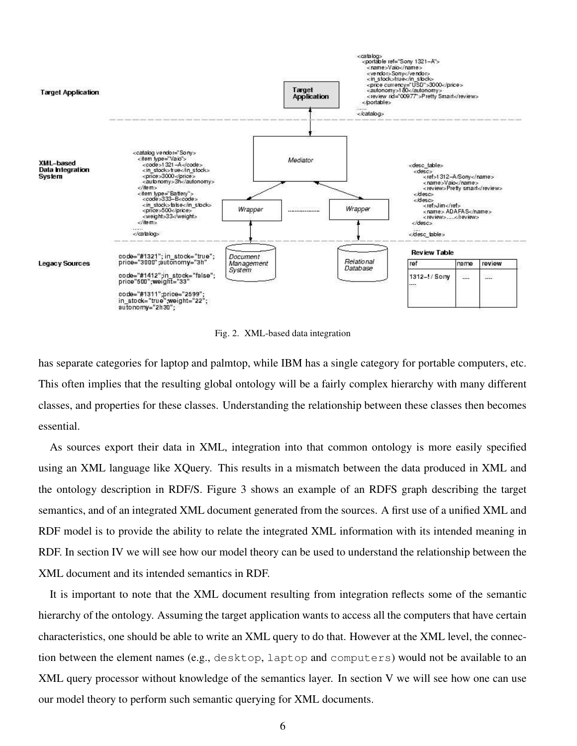Fig. 2. XML-based data integration

has separate categories for laptop and palmtop, while IBM has a single category for portable computers, etc. This often implies that the resulting global ontology will be a fairly complex hierarchy with many different classes, and properties for these classes. Understanding the relationship between these classes then becomes essential.

As sources export their data in XML, integration into that common ontology is more easily specified using an XML language like XQuery. This results in a mismatch between the data produced in XML and the ontology description in RDF/S. Figure 3 shows an example of an RDFS graph describing the target semantics, and of an integrated XML document generated from the sources. A first use of a unified XML and RDF model is to provide the ability to relate the integrated XML information with its intended meaning in RDF. In section IV we will see how our model theory can be used to understand the relationship between the XML document and its intended semantics in RDF.

It is important to note that the XML document resulting from integration reflects some of the semantic hierarchy of the ontology. Assuming the target application wants to access all the computers that have certain characteristics, one should be able to write an XML query to do that. However at the XML level, the connection between the element names (e.g., `desktop`, `laptop` and `computers`) would not be available to an XML query processor without knowledge of the semantics layer. In section V we will see how one can use our model theory to perform such semantic querying for XML documents.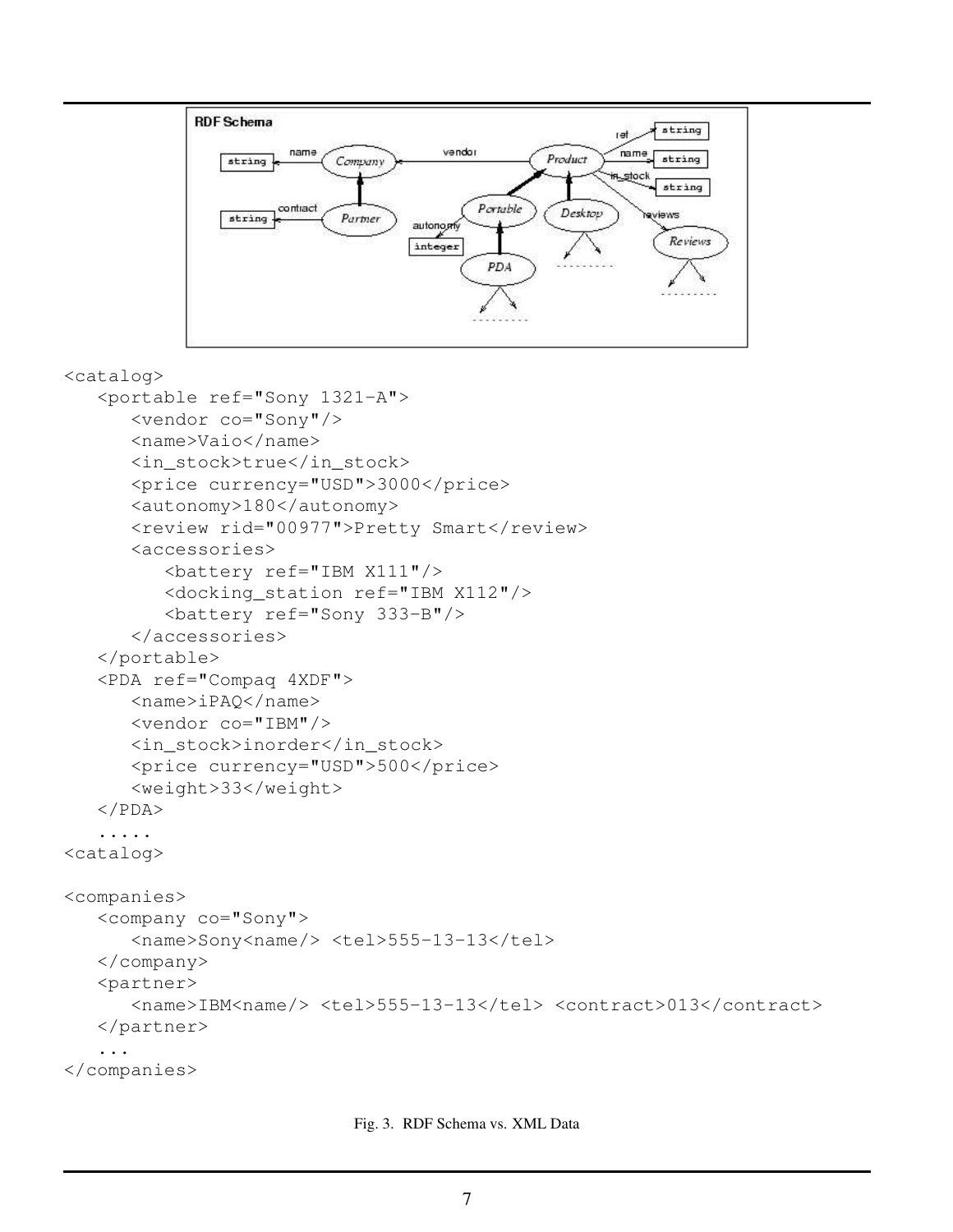```
<catalog>
   <portable ref="Sony 1321-A">
      <vendor co="Sony"/>
      <name>Vaio</name>
      <in_stock>true</in_stock>
      <price currency="USD">3000</price>
      <autonomy>180</autonomy>
      <review rid="00977">Pretty Smart</review>
      <accessories>
         <battery ref="IBM X111"/>
         <docking_station ref="IBM X112"/>
         <battery ref="Sony 333-B"/>
      </accessories>
   </portable>
   <PDA ref="Compaq 4XDF">
      <name>iPAQ</name>
      <vendor co="IBM"/>
      <in_stock>inorder</in_stock>
      <price currency="USD">500</price>
      <weight>33</weight>
   </PDA>
   .....
<catalog>

<companies>
   <company co="Sony">
      <name>Sony<name/> <tel>555-13-13</tel>
   </company>
   <partner>
      <name>IBM<name/> <tel>555-13-13</tel> <contract>013</contract>
   </partner>
   ...
</companies>
```

Fig. 3. RDF Schema vs. XML Data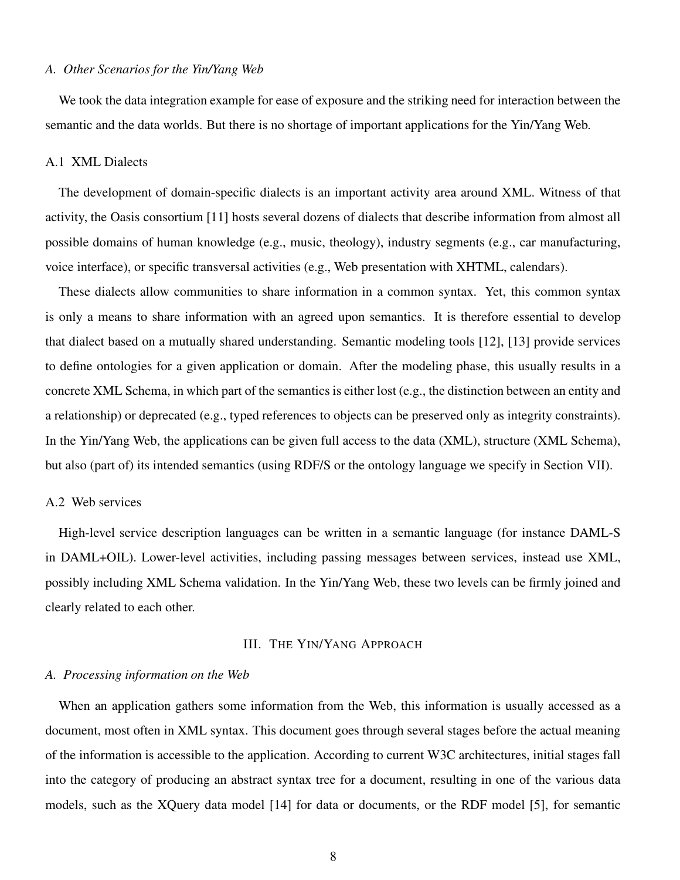### A. *Other Scenarios for the Yin/Yang Web*

We took the data integration example for ease of exposure and the striking need for interaction between the semantic and the data worlds. But there is no shortage of important applications for the Yin/Yang Web.

#### A.1 XML Dialects

The development of domain-specific dialects is an important activity area around XML. Witness of that activity, the Oasis consortium [11] hosts several dozens of dialects that describe information from almost all possible domains of human knowledge (e.g., music, theology), industry segments (e.g., car manufacturing, voice interface), or specific transversal activities (e.g., Web presentation with XHTML, calendars).

These dialects allow communities to share information in a common syntax. Yet, this common syntax is only a means to share information with an agreed upon semantics. It is therefore essential to develop that dialect based on a mutually shared understanding. Semantic modeling tools [12], [13] provide services to define ontologies for a given application or domain. After the modeling phase, this usually results in a concrete XML Schema, in which part of the semantics is either lost (e.g., the distinction between an entity and a relationship) or deprecated (e.g., typed references to objects can be preserved only as integrity constraints). In the Yin/Yang Web, the applications can be given full access to the data (XML), structure (XML Schema), but also (part of) its intended semantics (using RDF/S or the ontology language we specify in Section VII).

#### A.2 Web services

High-level service description languages can be written in a semantic language (for instance DAML-S in DAML+OIL). Lower-level activities, including passing messages between services, instead use XML, possibly including XML Schema validation. In the Yin/Yang Web, these two levels can be firmly joined and clearly related to each other.

## III. The Yin/Yang Approach

### A. *Processing information on the Web*

When an application gathers some information from the Web, this information is usually accessed as a document, most often in XML syntax. This document goes through several stages before the actual meaning of the information is accessible to the application. According to current W3C architectures, initial stages fall into the category of producing an abstract syntax tree for a document, resulting in one of the various data models, such as the XQuery data model [14] for data or documents, or the RDF model [5], for semantic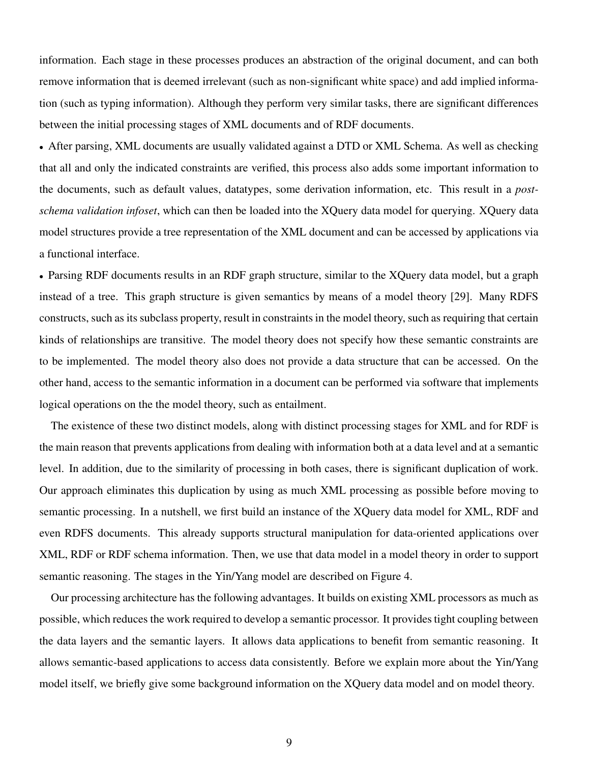information. Each stage in these processes produces an abstraction of the original document, and can both remove information that is deemed irrelevant (such as non-significant white space) and add implied information (such as typing information). Although they perform very similar tasks, there are significant differences between the initial processing stages of XML documents and of RDF documents.

- After parsing, XML documents are usually validated against a DTD or XML Schema. As well as checking that all and only the indicated constraints are verified, this process also adds some important information to the documents, such as default values, datatypes, some derivation information, etc. This result in a *post-schema validation infoset*, which can then be loaded into the XQuery data model for querying. XQuery data model structures provide a tree representation of the XML document and can be accessed by applications via a functional interface.
- Parsing RDF documents results in an RDF graph structure, similar to the XQuery data model, but a graph instead of a tree. This graph structure is given semantics by means of a model theory [29]. Many RDFS constructs, such as its subclass property, result in constraints in the model theory, such as requiring that certain kinds of relationships are transitive. The model theory does not specify how these semantic constraints are to be implemented. The model theory also does not provide a data structure that can be accessed. On the other hand, access to the semantic information in a document can be performed via software that implements logical operations on the the model theory, such as entailment.

The existence of these two distinct models, along with distinct processing stages for XML and for RDF is the main reason that prevents applications from dealing with information both at a data level and at a semantic level. In addition, due to the similarity of processing in both cases, there is significant duplication of work. Our approach eliminates this duplication by using as much XML processing as possible before moving to semantic processing. In a nutshell, we first build an instance of the XQuery data model for XML, RDF and even RDFS documents. This already supports structural manipulation for data-oriented applications over XML, RDF or RDF schema information. Then, we use that data model in a model theory in order to support semantic reasoning. The stages in the Yin/Yang model are described on Figure 4.

Our processing architecture has the following advantages. It builds on existing XML processors as much as possible, which reduces the work required to develop a semantic processor. It provides tight coupling between the data layers and the semantic layers. It allows data applications to benefit from semantic reasoning. It allows semantic-based applications to access data consistently. Before we explain more about the Yin/Yang model itself, we briefly give some background information on the XQuery data model and on model theory.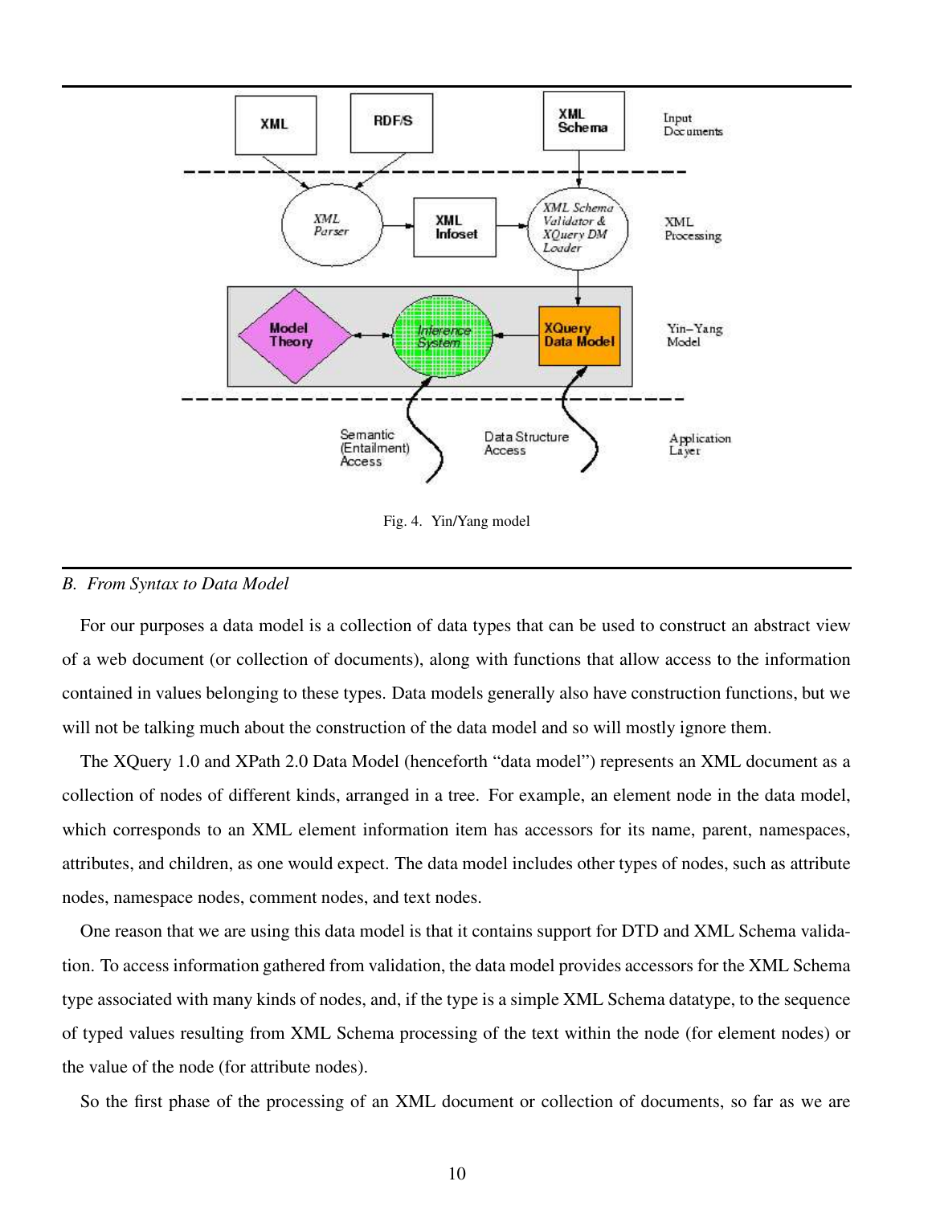Fig. 4. Yin/Yang model

### B. From Syntax to Data Model

For our purposes a data model is a collection of data types that can be used to construct an abstract view of a web document (or collection of documents), along with functions that allow access to the information contained in values belonging to these types. Data models generally also have construction functions, but we will not be talking much about the construction of the data model and so will mostly ignore them.

The XQuery 1.0 and XPath 2.0 Data Model (henceforth "data model") represents an XML document as a collection of nodes of different kinds, arranged in a tree. For example, an element node in the data model, which corresponds to an XML element information item has accessors for its name, parent, namespaces, attributes, and children, as one would expect. The data model includes other types of nodes, such as attribute nodes, namespace nodes, comment nodes, and text nodes.

One reason that we are using this data model is that it contains support for DTD and XML Schema validation. To access information gathered from validation, the data model provides accessors for the XML Schema type associated with many kinds of nodes, and, if the type is a simple XML Schema datatype, to the sequence of typed values resulting from XML Schema processing of the text within the node (for element nodes) or the value of the node (for attribute nodes).

So the first phase of the processing of an XML document or collection of documents, so far as we are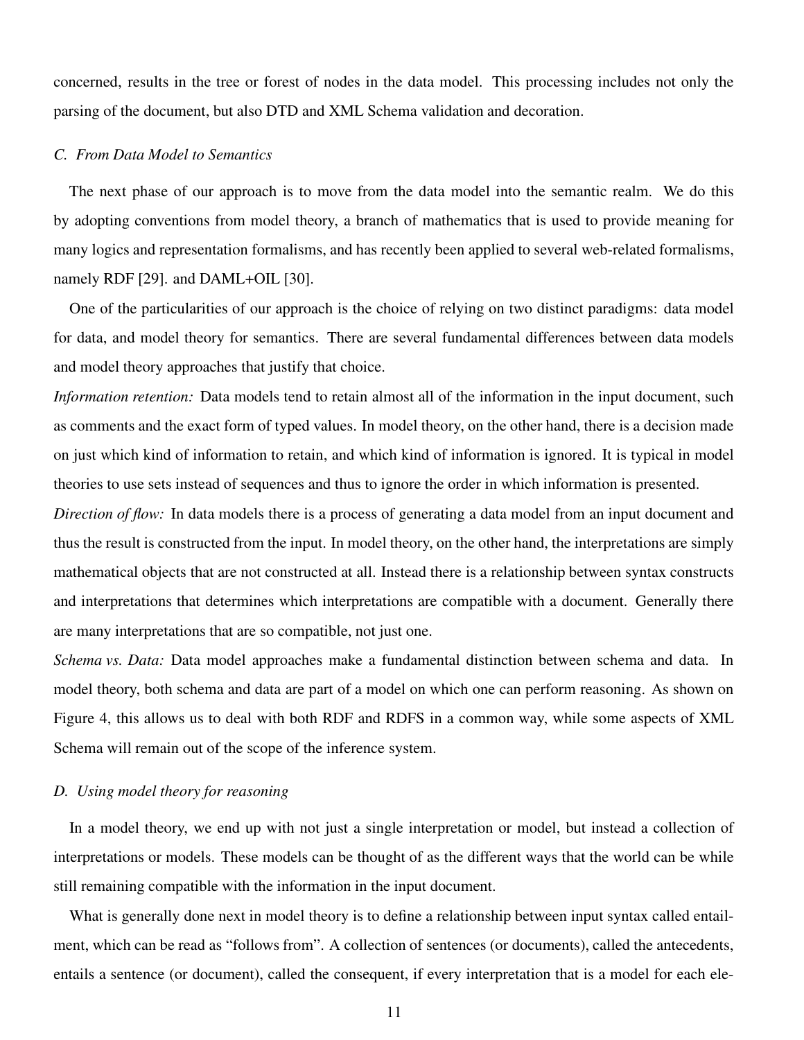concerned, results in the tree or forest of nodes in the data model. This processing includes not only the parsing of the document, but also DTD and XML Schema validation and decoration.

### *C. From Data Model to Semantics*

The next phase of our approach is to move from the data model into the semantic realm. We do this by adopting conventions from model theory, a branch of mathematics that is used to provide meaning for many logics and representation formalisms, and has recently been applied to several web-related formalisms, namely RDF [29]. and DAML+OIL [30].

One of the particularities of our approach is the choice of relying on two distinct paradigms: data model for data, and model theory for semantics. There are several fundamental differences between data models and model theory approaches that justify that choice.

*Information retention:* Data models tend to retain almost all of the information in the input document, such as comments and the exact form of typed values. In model theory, on the other hand, there is a decision made on just which kind of information to retain, and which kind of information is ignored. It is typical in model theories to use sets instead of sequences and thus to ignore the order in which information is presented.

*Direction of flow:* In data models there is a process of generating a data model from an input document and thus the result is constructed from the input. In model theory, on the other hand, the interpretations are simply mathematical objects that are not constructed at all. Instead there is a relationship between syntax constructs and interpretations that determines which interpretations are compatible with a document. Generally there are many interpretations that are so compatible, not just one.

*Schema vs. Data:* Data model approaches make a fundamental distinction between schema and data. In model theory, both schema and data are part of a model on which one can perform reasoning. As shown on Figure 4, this allows us to deal with both RDF and RDFS in a common way, while some aspects of XML Schema will remain out of the scope of the inference system.

### *D. Using model theory for reasoning*

In a model theory, we end up with not just a single interpretation or model, but instead a collection of interpretations or models. These models can be thought of as the different ways that the world can be while still remaining compatible with the information in the input document.

What is generally done next in model theory is to define a relationship between input syntax called entailment, which can be read as "follows from". A collection of sentences (or documents), called the antecedents, entails a sentence (or document), called the consequent, if every interpretation that is a model for each ele-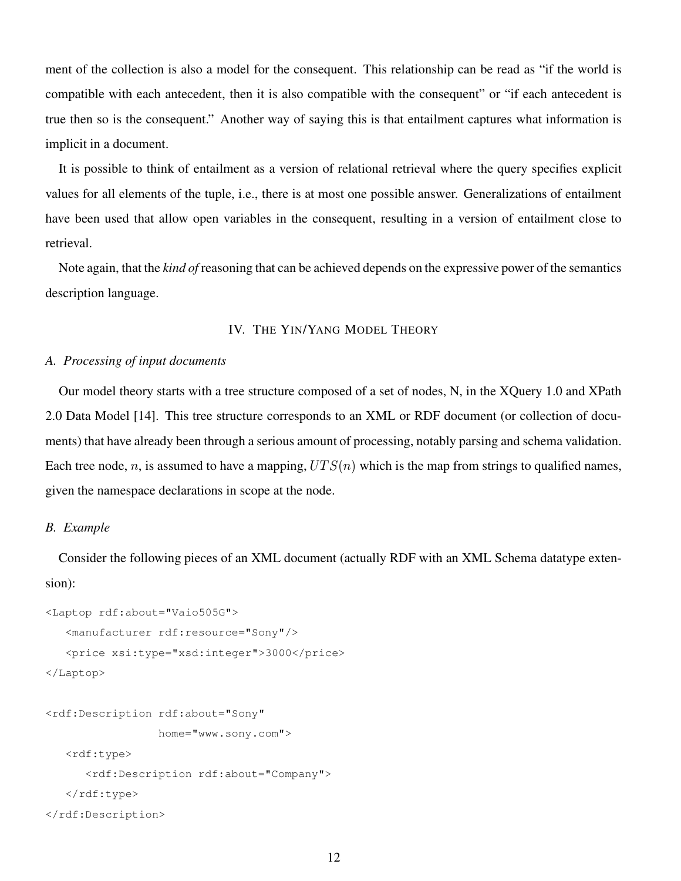ment of the collection is also a model for the consequent. This relationship can be read as "if the world is compatible with each antecedent, then it is also compatible with the consequent" or "if each antecedent is true then so is the consequent." Another way of saying this is that entailment captures what information is implicit in a document.

It is possible to think of entailment as a version of relational retrieval where the query specifies explicit values for all elements of the tuple, i.e., there is at most one possible answer. Generalizations of entailment have been used that allow open variables in the consequent, resulting in a version of entailment close to retrieval.

Note again, that the *kind of* reasoning that can be achieved depends on the expressive power of the semantics description language.

## IV. The Yin/Yang Model Theory

### A. *Processing of input documents*

Our model theory starts with a tree structure composed of a set of nodes, N, in the XQuery 1.0 and XPath 2.0 Data Model [14]. This tree structure corresponds to an XML or RDF document (or collection of documents) that have already been through a serious amount of processing, notably parsing and schema validation. Each tree node, $n$, is assumed to have a mapping, $UTS(n)$ which is the map from strings to qualified names, given the namespace declarations in scope at the node.

### B. *Example*

Consider the following pieces of an XML document (actually RDF with an XML Schema datatype extension):

```
<Laptop rdf:about="Vaio505G">
   <manufacturer rdf:resource="Sony"/>
   <price xsi:type="xsd:integer">3000</price>
</Laptop>

<rdf:Description rdf:about="Sony"
                 home="www.sony.com">
   <rdf:type>
      <rdf:Description rdf:about="Company">
   </rdf:type>
</rdf:Description>
```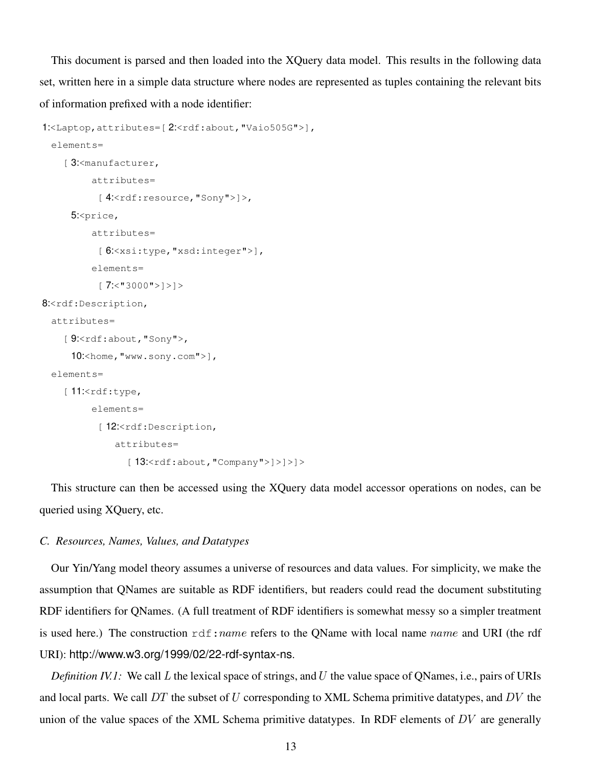This document is parsed and then loaded into the XQuery data model. This results in the following data set, written here in a simple data structure where nodes are represented as tuples containing the relevant bits of information prefixed with a node identifier:

```
1:<Laptop,attributes=[ 2:<rdf:about,"Vaio505G">],
  elements=
    [ 3:<manufacturer,
         attributes=
           [ 4:<rdf:resource,"Sony">]>,
      5:<price,
         attributes=
           [ 6:<xsi:type,"xsd:integer">],
         elements=
           [ 7:<"3000">]>]>
8:<rdf:Description,
  attributes=
    [ 9:<rdf:about,"Sony">,
      10:<home,"www.sony.com">],
  elements=
    [ 11:<rdf:type,
         elements=
           [ 12:<rdf:Description,
               attributes=
                 [ 13:<rdf:about,"Company">]>]>]>
```

This structure can then be accessed using the XQuery data model accessor operations on nodes, can be queried using XQuery, etc.

### C. Resources, Names, Values, and Datatypes

Our Yin/Yang model theory assumes a universe of resources and data values. For simplicity, we make the assumption that QNames are suitable as RDF identifiers, but readers could read the document substituting RDF identifiers for QNames. (A full treatment of RDF identifiers is somewhat messy so a simpler treatment is used here.) The construction `rdf:`$name$ refers to the QName with local name $name$ and URI (the rdf URI): http://www.w3.org/1999/02/22-rdf-syntax-ns.

*Definition IV.1:* We call $L$ the lexical space of strings, and $U$ the value space of QNames, i.e., pairs of URIs and local parts. We call $DT$ the subset of $U$ corresponding to XML Schema primitive datatypes, and $DV$ the union of the value spaces of the XML Schema primitive datatypes. In RDF elements of $DV$ are generally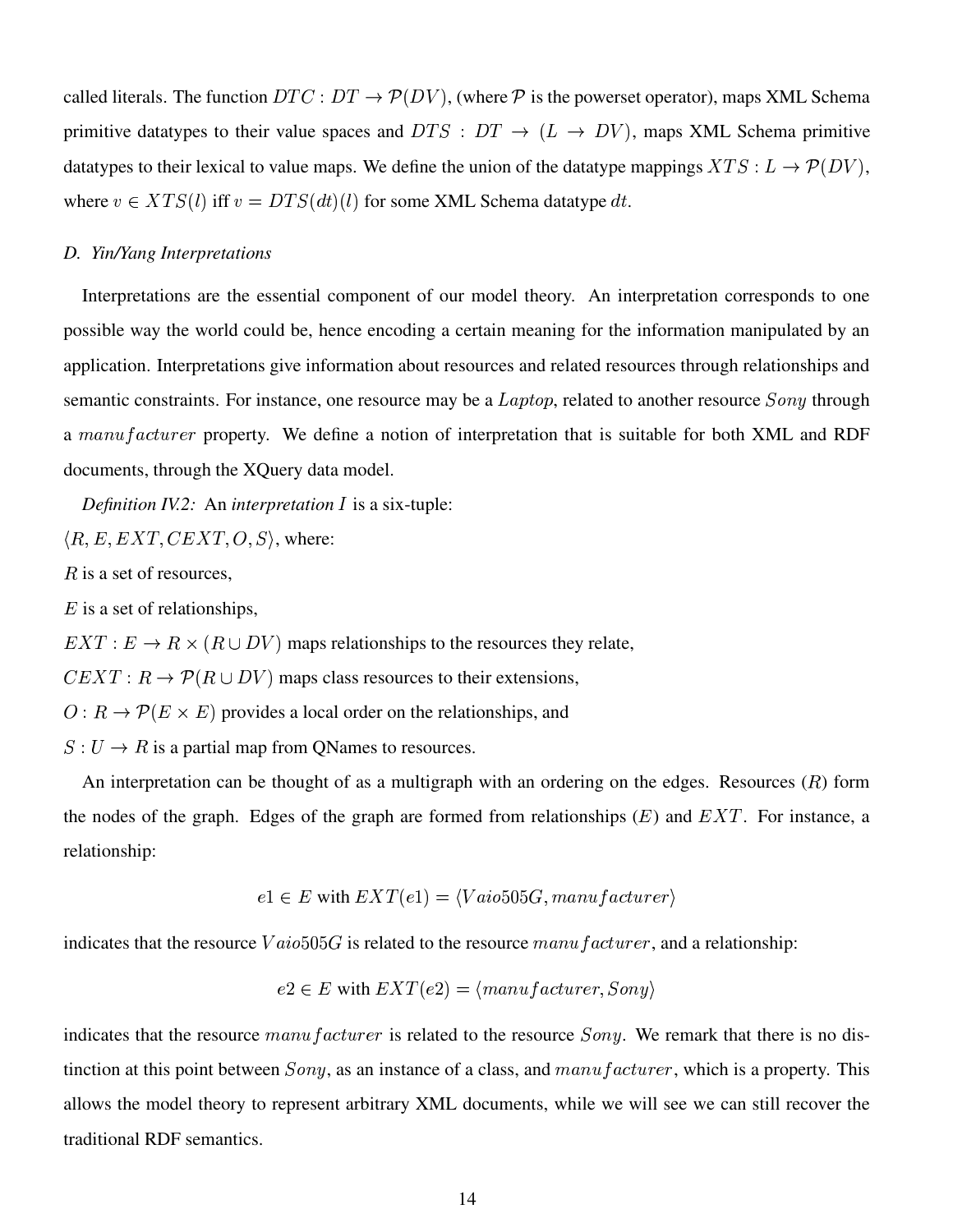called literals. The function $DTC : DT \rightarrow \mathcal{P}(DV)$, (where $\mathcal{P}$ is the powerset operator), maps XML Schema primitive datatypes to their value spaces and $DTS : DT \rightarrow (L \rightarrow DV)$, maps XML Schema primitive datatypes to their lexical to value maps. We define the union of the datatype mappings $XTS : L \rightarrow \mathcal{P}(DV)$, where $v \in XTS(l)$ iff $v = DTS(dt)(l)$ for some XML Schema datatype $dt$.

### D. Yin/Yang Interpretations

Interpretations are the essential component of our model theory. An interpretation corresponds to one possible way the world could be, hence encoding a certain meaning for the information manipulated by an application. Interpretations give information about resources and related resources through relationships and semantic constraints. For instance, one resource may be a *Laptop*, related to another resource $Sony$ through a $manufacturer$ property. We define a notion of interpretation that is suitable for both XML and RDF documents, through the XQuery data model.

*Definition IV.2:* An *interpretation* $I$ is a six-tuple:

$\langle R, E, EXT, CEXT, O, S \rangle$, where:

$R$ is a set of resources,

$E$ is a set of relationships,

$EXT : E \rightarrow R \times (R \cup DV)$ maps relationships to the resources they relate,

$CEXT : R \rightarrow \mathcal{P}(R \cup DV)$ maps class resources to their extensions,

$O : R \rightarrow \mathcal{P}(E \times E)$ provides a local order on the relationships, and

$S : U \rightarrow R$ is a partial map from QNames to resources.

An interpretation can be thought of as a multigraph with an ordering on the edges. Resources ($R$) form the nodes of the graph. Edges of the graph are formed from relationships ($E$) and $EXT$. For instance, a relationship:

$$e1 \in E \text{ with } EXT(e1) = \langle Vaio505G, manufacturer \rangle$$

indicates that the resource $Vaio505G$ is related to the resource $manufacturer$, and a relationship:

$$e2 \in E \text{ with } EXT(e2) = \langle manufacturer, Sony \rangle$$

indicates that the resource $manufacturer$ is related to the resource $Sony$. We remark that there is no distinction at this point between $Sony$, as an instance of a class, and $manufacturer$, which is a property. This allows the model theory to represent arbitrary XML documents, while we will see we can still recover the traditional RDF semantics.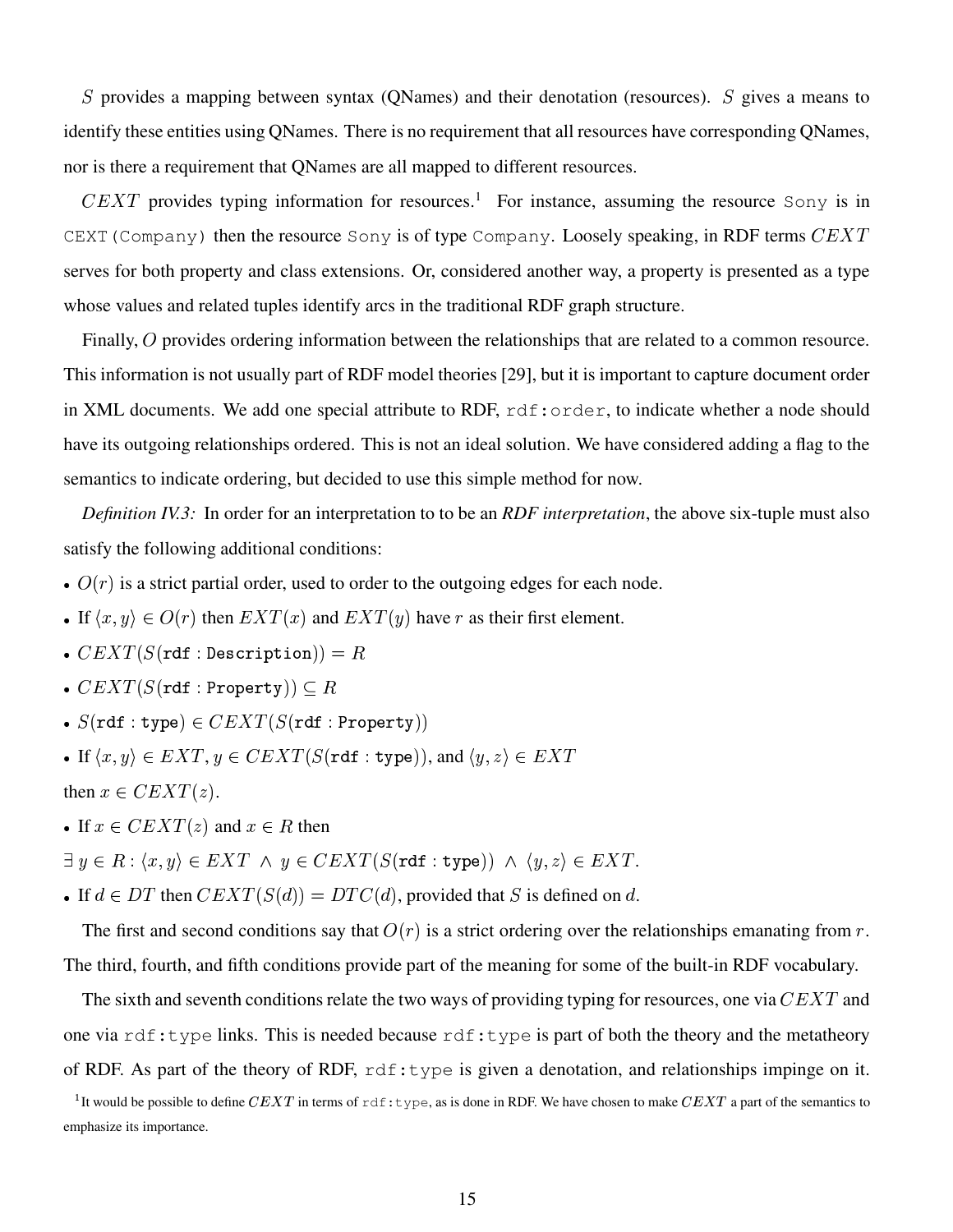$S$ provides a mapping between syntax (QNames) and their denotation (resources). $S$ gives a means to identify these entities using QNames. There is no requirement that all resources have corresponding QNames, nor is there a requirement that QNames are all mapped to different resources.

$CEXT$ provides typing information for resources.[1] For instance, assuming the resource `Sony` is in `CEXT(Company)` then the resource `Sony` is of type `Company`. Loosely speaking, in RDF terms $CEXT$ serves for both property and class extensions. Or, considered another way, a property is presented as a type whose values and related tuples identify arcs in the traditional RDF graph structure.

Finally, $O$ provides ordering information between the relationships that are related to a common resource. This information is not usually part of RDF model theories [29], but it is important to capture document order in XML documents. We add one special attribute to RDF, `rdf:order`, to indicate whether a node should have its outgoing relationships ordered. This is not an ideal solution. We have considered adding a flag to the semantics to indicate ordering, but decided to use this simple method for now.

*Definition IV.3:* In order for an interpretation to to be an *RDF interpretation*, the above six-tuple must also satisfy the following additional conditions:

- $O(r)$ is a strict partial order, used to order to the outgoing edges for each node.
- If $\langle x, y\rangle \in O(r)$ then $EXT(x)$ and $EXT(y)$ have $r$ as their first element.
- $CEXT(S(\texttt{rdf:Description})) = R$
- $CEXT(S(\texttt{rdf:Property})) \subseteq R$
- $S(\texttt{rdf:type}) \in CEXT(S(\texttt{rdf:Property}))$
- If $\langle x, y\rangle \in EXT$, $y \in CEXT(S(\texttt{rdf:type}))$, and $\langle y, z\rangle \in EXT$ then $x \in CEXT(z)$.
- If $x \in CEXT(z)$ and $x \in R$ then $\exists\, y \in R : \langle x, y\rangle \in EXT \ \wedge\ y \in CEXT(S(\texttt{rdf:type})) \ \wedge\ \langle y, z\rangle \in EXT$.
- If $d \in DT$ then $CEXT(S(d)) = DTC(d)$, provided that $S$ is defined on $d$.

The first and second conditions say that $O(r)$ is a strict ordering over the relationships emanating from $r$. The third, fourth, and fifth conditions provide part of the meaning for some of the built-in RDF vocabulary.

The sixth and seventh conditions relate the two ways of providing typing for resources, one via $CEXT$ and one via `rdf:type` links. This is needed because `rdf:type` is part of both the theory and the metatheory of RDF. As part of the theory of RDF, `rdf:type` is given a denotation, and relationships impinge on it.

[1] It would be possible to define $CEXT$ in terms of `rdf:type`, as is done in RDF. We have chosen to make $CEXT$ a part of the semantics to emphasize its importance.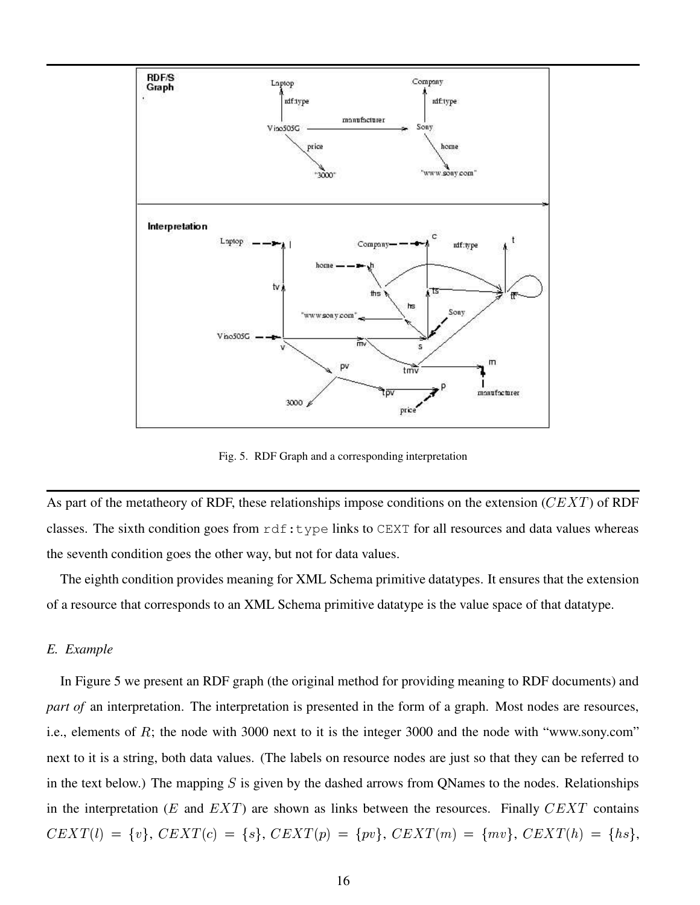Fig. 5. RDF Graph and a corresponding interpretation

As part of the metatheory of RDF, these relationships impose conditions on the extension ($CEXT$) of RDF classes. The sixth condition goes from `rdf:type` links to `CEXT` for all resources and data values whereas the seventh condition goes the other way, but not for data values.

The eighth condition provides meaning for XML Schema primitive datatypes. It ensures that the extension of a resource that corresponds to an XML Schema primitive datatype is the value space of that datatype.

### *E. Example*

In Figure 5 we present an RDF graph (the original method for providing meaning to RDF documents) and *part of* an interpretation. The interpretation is presented in the form of a graph. Most nodes are resources, i.e., elements of $R$; the node with 3000 next to it is the integer 3000 and the node with "www.sony.com" next to it is a string, both data values. (The labels on resource nodes are just so that they can be referred to in the text below.) The mapping $S$ is given by the dashed arrows from QNames to the nodes. Relationships in the interpretation ($E$ and $EXT$) are shown as links between the resources. Finally $CEXT$ contains $CEXT(l) = \{v\}$, $CEXT(c) = \{s\}$, $CEXT(p) = \{pv\}$, $CEXT(m) = \{mv\}$, $CEXT(h) = \{hs\}$,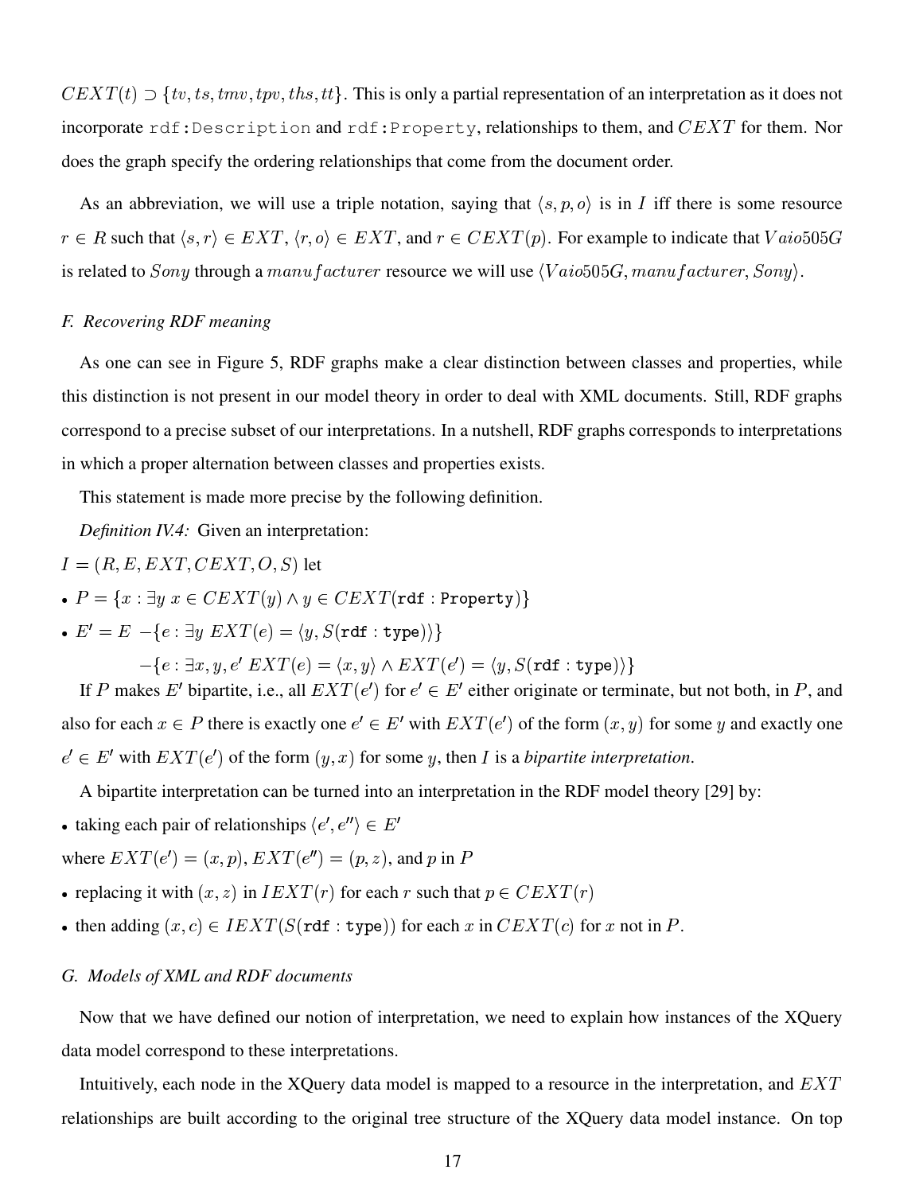$CEXT(t) \supset \{tv, ts, tmv, tpv, ths, tt\}$. This is only a partial representation of an interpretation as it does not incorporate `rdf:Description` and `rdf:Property`, relationships to them, and $CEXT$ for them. Nor does the graph specify the ordering relationships that come from the document order.

As an abbreviation, we will use a triple notation, saying that $\langle s, p, o \rangle$ is in $I$ iff there is some resource $r \in R$ such that $\langle s, r \rangle \in EXT$, $\langle r, o \rangle \in EXT$, and $r \in CEXT(p)$. For example to indicate that $Vaio505G$ is related to $Sony$ through a $manufacturer$ resource we will use $\langle Vaio505G, manufacturer, Sony \rangle$.

### *F. Recovering RDF meaning*

As one can see in Figure 5, RDF graphs make a clear distinction between classes and properties, while this distinction is not present in our model theory in order to deal with XML documents. Still, RDF graphs correspond to a precise subset of our interpretations. In a nutshell, RDF graphs corresponds to interpretations in which a proper alternation between classes and properties exists.

This statement is made more precise by the following definition.

*Definition IV.4:* Given an interpretation:

$I = (R, E, EXT, CEXT, O, S)$ let

- $P = \{x : \exists y \; x \in CEXT(y) \wedge y \in CEXT(\texttt{rdf:Property})\}$
- $E' = E \; - \{e : \exists y \; EXT(e) = \langle y, S(\texttt{rdf:type}) \rangle\}$

  $\qquad - \{e : \exists x, y, e' \; EXT(e) = \langle x, y \rangle \wedge EXT(e') = \langle y, S(\texttt{rdf:type}) \rangle\}$

If $P$ makes $E'$ bipartite, i.e., all $EXT(e')$ for $e' \in E'$ either originate or terminate, but not both, in $P$, and also for each $x \in P$ there is exactly one $e' \in E'$ with $EXT(e')$ of the form $(x, y)$ for some $y$ and exactly one $e' \in E'$ with $EXT(e')$ of the form $(y, x)$ for some $y$, then $I$ is a *bipartite interpretation*.

A bipartite interpretation can be turned into an interpretation in the RDF model theory [29] by:

- taking each pair of relationships $\langle e', e'' \rangle \in E'$

where $EXT(e') = (x, p)$, $EXT(e'') = (p, z)$, and $p$ in $P$

- replacing it with $(x, z)$ in $IEXT(r)$ for each $r$ such that $p \in CEXT(r)$
- then adding $(x, c) \in IEXT(S(\texttt{rdf:type}))$ for each $x$ in $CEXT(c)$ for $x$ not in $P$.

### *G. Models of XML and RDF documents*

Now that we have defined our notion of interpretation, we need to explain how instances of the XQuery data model correspond to these interpretations.

Intuitively, each node in the XQuery data model is mapped to a resource in the interpretation, and $EXT$ relationships are built according to the original tree structure of the XQuery data model instance. On top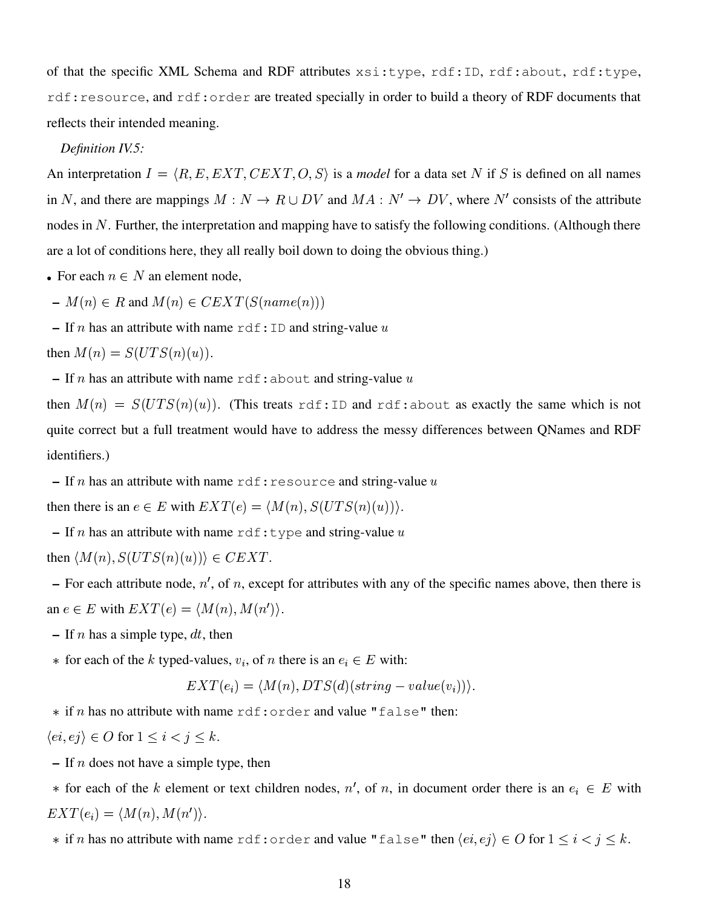of that the specific XML Schema and RDF attributes `xsi:type`, `rdf:ID`, `rdf:about`, `rdf:type`, `rdf:resource`, and `rdf:order` are treated specially in order to build a theory of RDF documents that reflects their intended meaning.

*Definition IV.5:*

An interpretation $I = \langle R, E, EXT, CEXT, O, S \rangle$ is a *model* for a data set $N$ if $S$ is defined on all names in $N$, and there are mappings $M : N \to R \cup DV$ and $MA : N' \to DV$, where $N'$ consists of the attribute nodes in $N$. Further, the interpretation and mapping have to satisfy the following conditions. (Although there are a lot of conditions here, they all really boil down to doing the obvious thing.)

- For each $n \in N$ an element node,
  - $M(n) \in R$ and $M(n) \in CEXT(S(name(n)))$
  - If $n$ has an attribute with name `rdf:ID` and string-value $u$ then $M(n) = S(UTS(n)(u))$.
  - If $n$ has an attribute with name `rdf:about` and string-value $u$ then $M(n) = S(UTS(n)(u))$. (This treats `rdf:ID` and `rdf:about` as exactly the same which is not quite correct but a full treatment would have to address the messy differences between QNames and RDF identifiers.)
  - If $n$ has an attribute with name `rdf:resource` and string-value $u$ then there is an $e \in E$ with $EXT(e) = \langle M(n), S(UTS(n)(u)) \rangle$.
  - If $n$ has an attribute with name `rdf:type` and string-value $u$ then $\langle M(n), S(UTS(n)(u)) \rangle \in CEXT$.
  - For each attribute node, $n'$, of $n$, except for attributes with any of the specific names above, then there is an $e \in E$ with $EXT(e) = \langle M(n), M(n') \rangle$.
  - If $n$ has a simple type, $dt$, then
    - for each of the $k$ typed-values, $v_i$, of $n$ there is an $e_i \in E$ with:

$$EXT(e_i) = \langle M(n), DTS(d)(string - value(v_i)) \rangle.$$

    - if $n$ has no attribute with name `rdf:order` and value `"false"` then: $\langle ei, ej \rangle \in O$ for $1 \leq i < j \leq k$.
  - If $n$ does not have a simple type, then
    - for each of the $k$ element or text children nodes, $n'$, of $n$, in document order there is an $e_i \in E$ with $EXT(e_i) = \langle M(n), M(n') \rangle$.
    - if $n$ has no attribute with name `rdf:order` and value `"false"` then $\langle ei, ej \rangle \in O$ for $1 \leq i < j \leq k$.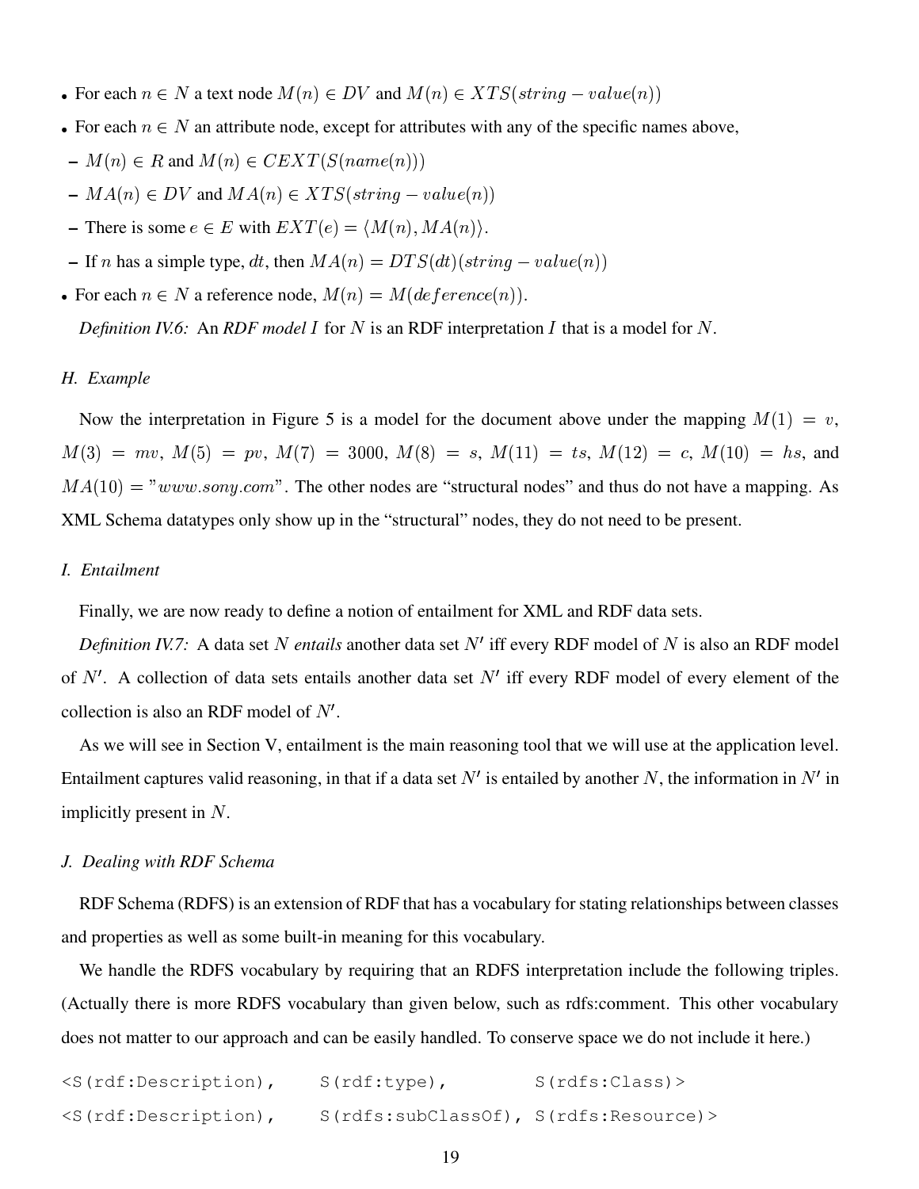- For each $n \in N$ a text node $M(n) \in DV$ and $M(n) \in XTS(string - value(n))$
- For each $n \in N$ an attribute node, except for attributes with any of the specific names above,
  - $M(n) \in R$ and $M(n) \in CEXT(S(name(n)))$
  - $MA(n) \in DV$ and $MA(n) \in XTS(string - value(n))$
  - There is some $e \in E$ with $EXT(e) = \langle M(n), MA(n) \rangle$.
  - If $n$ has a simple type, $dt$, then $MA(n) = DTS(dt)(string - value(n))$
- For each $n \in N$ a reference node, $M(n) = M(deference(n))$.

*Definition IV.6:* An *RDF model* $I$ for $N$ is an RDF interpretation $I$ that is a model for $N$.

### H. Example

Now the interpretation in Figure 5 is a model for the document above under the mapping $M(1) = v$, $M(3) = mv$, $M(5) = pv$, $M(7) = 3000$, $M(8) = s$, $M(11) = ts$, $M(12) = c$, $M(10) = hs$, and $MA(10) = "www.sony.com"$. The other nodes are "structural nodes" and thus do not have a mapping. As XML Schema datatypes only show up in the "structural" nodes, they do not need to be present.

### I. Entailment

Finally, we are now ready to define a notion of entailment for XML and RDF data sets.

*Definition IV.7:* A data set $N$ *entails* another data set $N'$ iff every RDF model of $N$ is also an RDF model of $N'$. A collection of data sets entails another data set $N'$ iff every RDF model of every element of the collection is also an RDF model of $N'$.

As we will see in Section V, entailment is the main reasoning tool that we will use at the application level. Entailment captures valid reasoning, in that if a data set $N'$ is entailed by another $N$, the information in $N'$ in implicitly present in $N$.

### J. Dealing with RDF Schema

RDF Schema (RDFS) is an extension of RDF that has a vocabulary for stating relationships between classes and properties as well as some built-in meaning for this vocabulary.

We handle the RDFS vocabulary by requiring that an RDFS interpretation include the following triples. (Actually there is more RDFS vocabulary than given below, such as rdfs:comment. This other vocabulary does not matter to our approach and can be easily handled. To conserve space we do not include it here.)

```
<S(rdf:Description),    S(rdf:type),         S(rdfs:Class)>
<S(rdf:Description),    S(rdfs:subClassOf), S(rdfs:Resource)>
```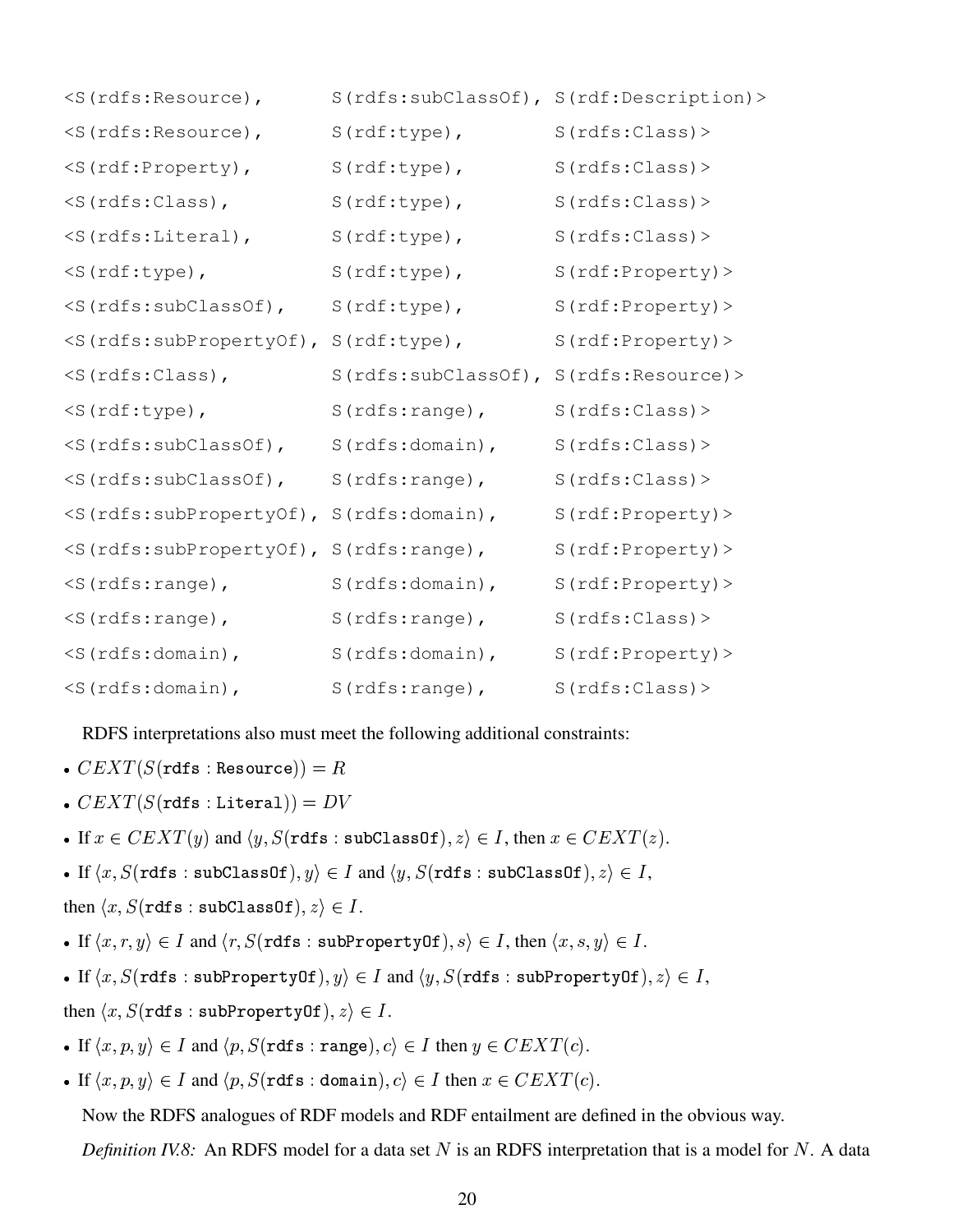```
<S(rdfs:Resource),      S(rdfs:subClassOf), S(rdf:Description)>
<S(rdfs:Resource),      S(rdf:type),        S(rdfs:Class)>
<S(rdf:Property),       S(rdf:type),        S(rdfs:Class)>
<S(rdfs:Class),         S(rdf:type),        S(rdfs:Class)>
<S(rdfs:Literal),       S(rdf:type),        S(rdfs:Class)>
<S(rdf:type),           S(rdf:type),        S(rdf:Property)>
<S(rdfs:subClassOf),    S(rdf:type),        S(rdf:Property)>
<S(rdfs:subPropertyOf), S(rdf:type),        S(rdf:Property)>
<S(rdfs:Class),         S(rdfs:subClassOf), S(rdfs:Resource)>
<S(rdf:type),           S(rdfs:range),      S(rdfs:Class)>
<S(rdfs:subClassOf),    S(rdfs:domain),     S(rdfs:Class)>
<S(rdfs:subClassOf),    S(rdfs:range),      S(rdfs:Class)>
<S(rdfs:subPropertyOf), S(rdfs:domain),     S(rdf:Property)>
<S(rdfs:subPropertyOf), S(rdfs:range),      S(rdf:Property)>
<S(rdfs:range),         S(rdfs:domain),     S(rdf:Property)>
<S(rdfs:range),         S(rdfs:range),      S(rdfs:Class)>
<S(rdfs:domain),        S(rdfs:domain),     S(rdf:Property)>
<S(rdfs:domain),        S(rdfs:range),      S(rdfs:Class)>
```

RDFS interpretations also must meet the following additional constraints:

- $CEXT(S(\mathtt{rdfs:Resource})) = R$
- $CEXT(S(\mathtt{rdfs:Literal})) = DV$
- If $x \in CEXT(y)$ and $\langle y, S(\mathtt{rdfs:subClassOf}), z\rangle \in I$, then $x \in CEXT(z)$.
- If $\langle x, S(\mathtt{rdfs:subClassOf}), y\rangle \in I$ and $\langle y, S(\mathtt{rdfs:subClassOf}), z\rangle \in I$, then $\langle x, S(\mathtt{rdfs:subClassOf}), z\rangle \in I$.
- If $\langle x, r, y\rangle \in I$ and $\langle r, S(\mathtt{rdfs:subPropertyOf}), s\rangle \in I$, then $\langle x, s, y\rangle \in I$.
- If $\langle x, S(\mathtt{rdfs:subPropertyOf}), y\rangle \in I$ and $\langle y, S(\mathtt{rdfs:subPropertyOf}), z\rangle \in I$, then $\langle x, S(\mathtt{rdfs:subPropertyOf}), z\rangle \in I$.
- If $\langle x, p, y\rangle \in I$ and $\langle p, S(\mathtt{rdfs:range}), c\rangle \in I$ then $y \in CEXT(c)$.
- If $\langle x, p, y\rangle \in I$ and $\langle p, S(\mathtt{rdfs:domain}), c\rangle \in I$ then $x \in CEXT(c)$.

Now the RDFS analogues of RDF models and RDF entailment are defined in the obvious way.

*Definition IV.8:* An RDFS model for a data set $N$ is an RDFS interpretation that is a model for $N$. A data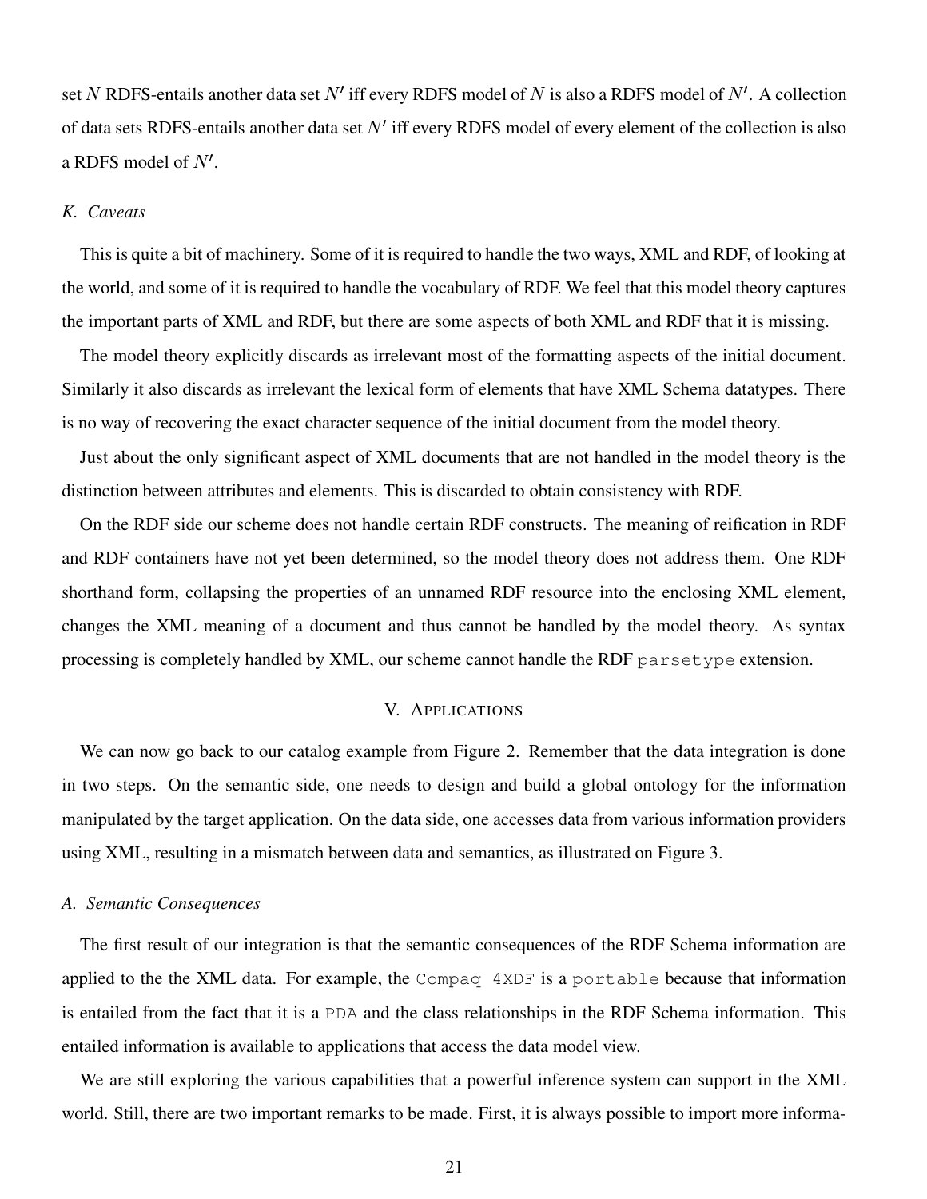set $N$ RDFS-entails another data set $N'$ iff every RDFS model of $N$ is also a RDFS model of $N'$. A collection of data sets RDFS-entails another data set $N'$ iff every RDFS model of every element of the collection is also a RDFS model of $N'$.

### *K. Caveats*

This is quite a bit of machinery. Some of it is required to handle the two ways, XML and RDF, of looking at the world, and some of it is required to handle the vocabulary of RDF. We feel that this model theory captures the important parts of XML and RDF, but there are some aspects of both XML and RDF that it is missing.

The model theory explicitly discards as irrelevant most of the formatting aspects of the initial document. Similarly it also discards as irrelevant the lexical form of elements that have XML Schema datatypes. There is no way of recovering the exact character sequence of the initial document from the model theory.

Just about the only significant aspect of XML documents that are not handled in the model theory is the distinction between attributes and elements. This is discarded to obtain consistency with RDF.

On the RDF side our scheme does not handle certain RDF constructs. The meaning of reification in RDF and RDF containers have not yet been determined, so the model theory does not address them. One RDF shorthand form, collapsing the properties of an unnamed RDF resource into the enclosing XML element, changes the XML meaning of a document and thus cannot be handled by the model theory. As syntax processing is completely handled by XML, our scheme cannot handle the RDF `parsetype` extension.

## V. Applications

We can now go back to our catalog example from Figure 2. Remember that the data integration is done in two steps. On the semantic side, one needs to design and build a global ontology for the information manipulated by the target application. On the data side, one accesses data from various information providers using XML, resulting in a mismatch between data and semantics, as illustrated on Figure 3.

### *A. Semantic Consequences*

The first result of our integration is that the semantic consequences of the RDF Schema information are applied to the the XML data. For example, the `Compaq 4XDF` is a `portable` because that information is entailed from the fact that it is a `PDA` and the class relationships in the RDF Schema information. This entailed information is available to applications that access the data model view.

We are still exploring the various capabilities that a powerful inference system can support in the XML world. Still, there are two important remarks to be made. First, it is always possible to import more informa-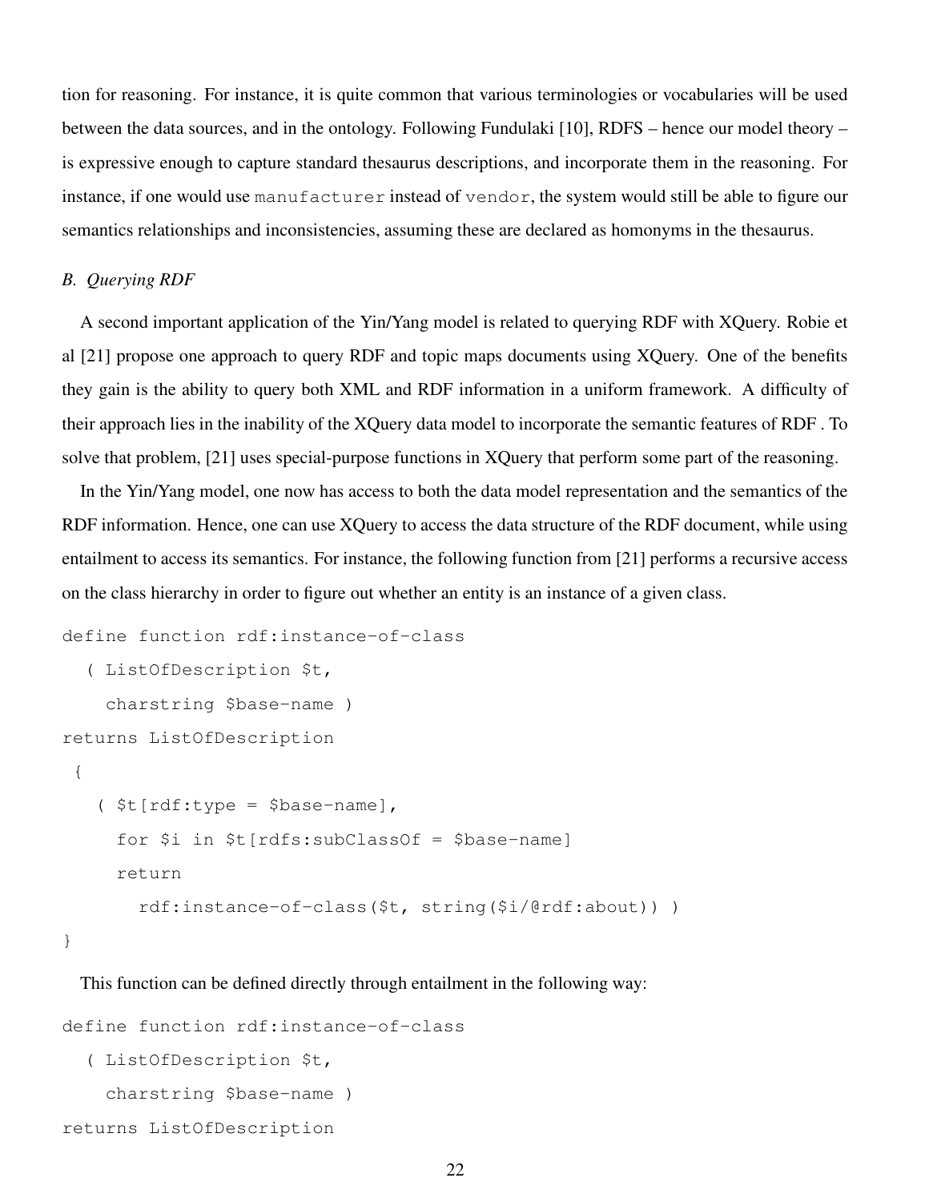tion for reasoning. For instance, it is quite common that various terminologies or vocabularies will be used between the data sources, and in the ontology. Following Fundulaki [10], RDFS – hence our model theory – is expressive enough to capture standard thesaurus descriptions, and incorporate them in the reasoning. For instance, if one would use `manufacturer` instead of `vendor`, the system would still be able to figure our semantics relationships and inconsistencies, assuming these are declared as homonyms in the thesaurus.

### *B. Querying RDF*

A second important application of the Yin/Yang model is related to querying RDF with XQuery. Robie et al [21] propose one approach to query RDF and topic maps documents using XQuery. One of the benefits they gain is the ability to query both XML and RDF information in a uniform framework. A difficulty of their approach lies in the inability of the XQuery data model to incorporate the semantic features of RDF . To solve that problem, [21] uses special-purpose functions in XQuery that perform some part of the reasoning.

In the Yin/Yang model, one now has access to both the data model representation and the semantics of the RDF information. Hence, one can use XQuery to access the data structure of the RDF document, while using entailment to access its semantics. For instance, the following function from [21] performs a recursive access on the class hierarchy in order to figure out whether an entity is an instance of a given class.

```
define function rdf:instance-of-class
  ( ListOfDescription $t,
    charstring $base-name )
returns ListOfDescription
 {
   ( $t[rdf:type = $base-name],
     for $i in $t[rdfs:subClassOf = $base-name]
     return
       rdf:instance-of-class($t, string($i/@rdf:about)) )
}
```

This function can be defined directly through entailment in the following way:

```
define function rdf:instance-of-class
  ( ListOfDescription $t,
    charstring $base-name )
returns ListOfDescription
```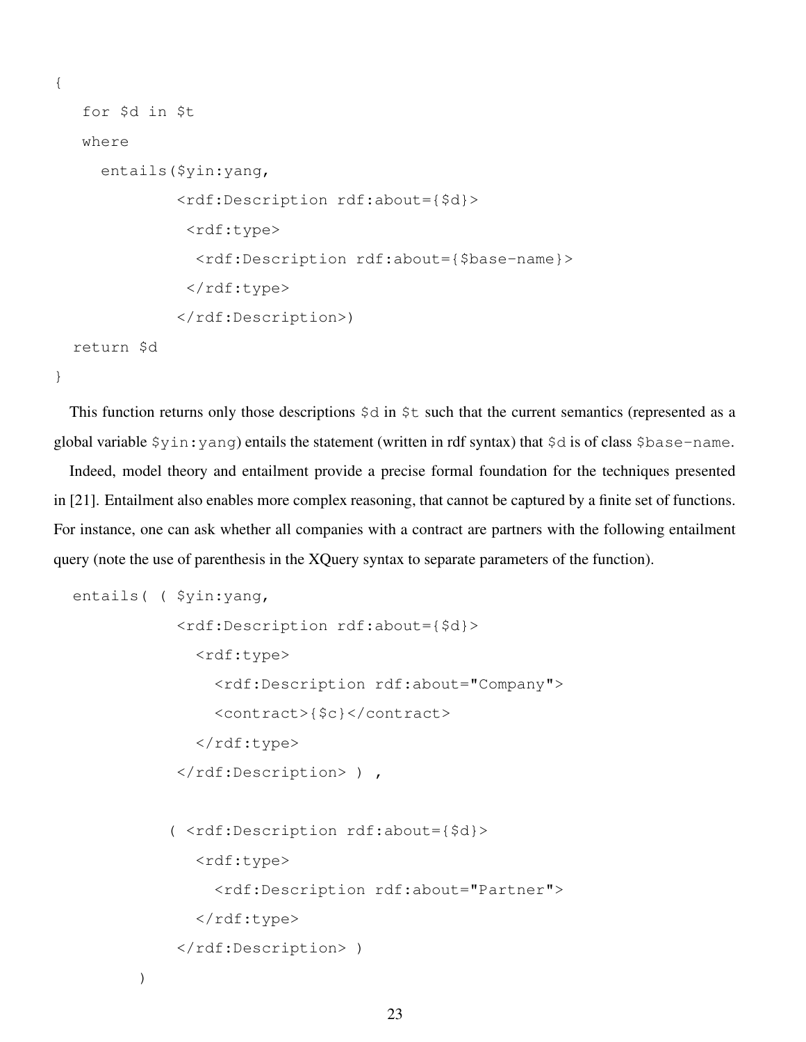```
{
   for $d in $t
   where
     entails($yin:yang,
             <rdf:Description rdf:about={$d}>
              <rdf:type>
               <rdf:Description rdf:about={$base-name}>
              </rdf:type>
             </rdf:Description>)
  return $d
}
```

This function returns only those descriptions `$d` in `$t` such that the current semantics (represented as a global variable `$yin:yang`) entails the statement (written in rdf syntax) that `$d` is of class `$base-name`.

Indeed, model theory and entailment provide a precise formal foundation for the techniques presented in [21]. Entailment also enables more complex reasoning, that cannot be captured by a finite set of functions. For instance, one can ask whether all companies with a contract are partners with the following entailment query (note the use of parenthesis in the XQuery syntax to separate parameters of the function).

```
  entails( ( $yin:yang,
             <rdf:Description rdf:about={$d}>
               <rdf:type>
                 <rdf:Description rdf:about="Company">
                 <contract>{$c}</contract>
               </rdf:type>
             </rdf:Description> ) ,

            ( <rdf:Description rdf:about={$d}>
               <rdf:type>
                 <rdf:Description rdf:about="Partner">
               </rdf:type>
             </rdf:Description> )
       )
```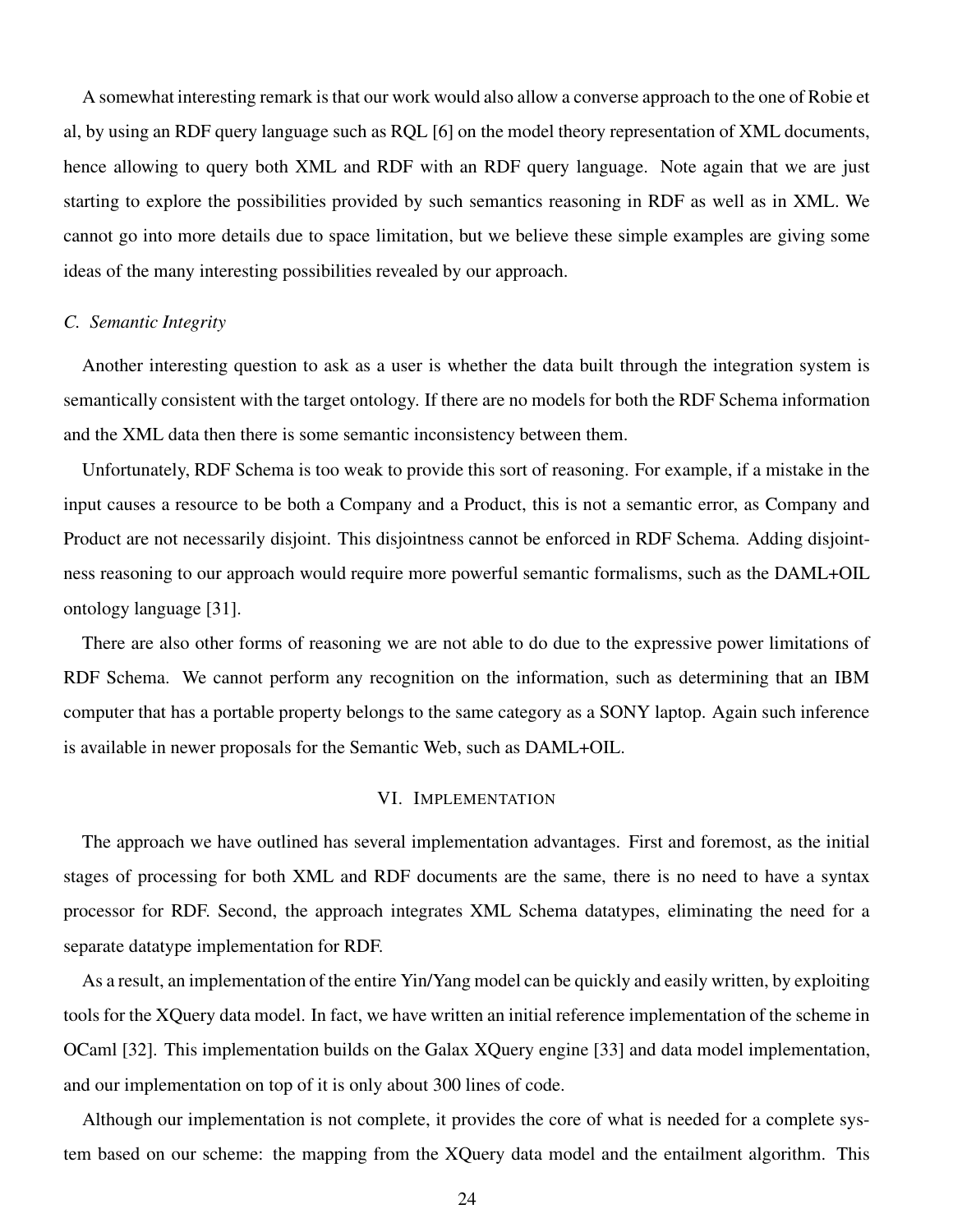A somewhat interesting remark is that our work would also allow a converse approach to the one of Robie et al, by using an RDF query language such as RQL [6] on the model theory representation of XML documents, hence allowing to query both XML and RDF with an RDF query language. Note again that we are just starting to explore the possibilities provided by such semantics reasoning in RDF as well as in XML. We cannot go into more details due to space limitation, but we believe these simple examples are giving some ideas of the many interesting possibilities revealed by our approach.

### *C. Semantic Integrity*

Another interesting question to ask as a user is whether the data built through the integration system is semantically consistent with the target ontology. If there are no models for both the RDF Schema information and the XML data then there is some semantic inconsistency between them.

Unfortunately, RDF Schema is too weak to provide this sort of reasoning. For example, if a mistake in the input causes a resource to be both a Company and a Product, this is not a semantic error, as Company and Product are not necessarily disjoint. This disjointness cannot be enforced in RDF Schema. Adding disjointness reasoning to our approach would require more powerful semantic formalisms, such as the DAML+OIL ontology language [31].

There are also other forms of reasoning we are not able to do due to the expressive power limitations of RDF Schema. We cannot perform any recognition on the information, such as determining that an IBM computer that has a portable property belongs to the same category as a SONY laptop. Again such inference is available in newer proposals for the Semantic Web, such as DAML+OIL.

## VI. Implementation

The approach we have outlined has several implementation advantages. First and foremost, as the initial stages of processing for both XML and RDF documents are the same, there is no need to have a syntax processor for RDF. Second, the approach integrates XML Schema datatypes, eliminating the need for a separate datatype implementation for RDF.

As a result, an implementation of the entire Yin/Yang model can be quickly and easily written, by exploiting tools for the XQuery data model. In fact, we have written an initial reference implementation of the scheme in OCaml [32]. This implementation builds on the Galax XQuery engine [33] and data model implementation, and our implementation on top of it is only about 300 lines of code.

Although our implementation is not complete, it provides the core of what is needed for a complete system based on our scheme: the mapping from the XQuery data model and the entailment algorithm. This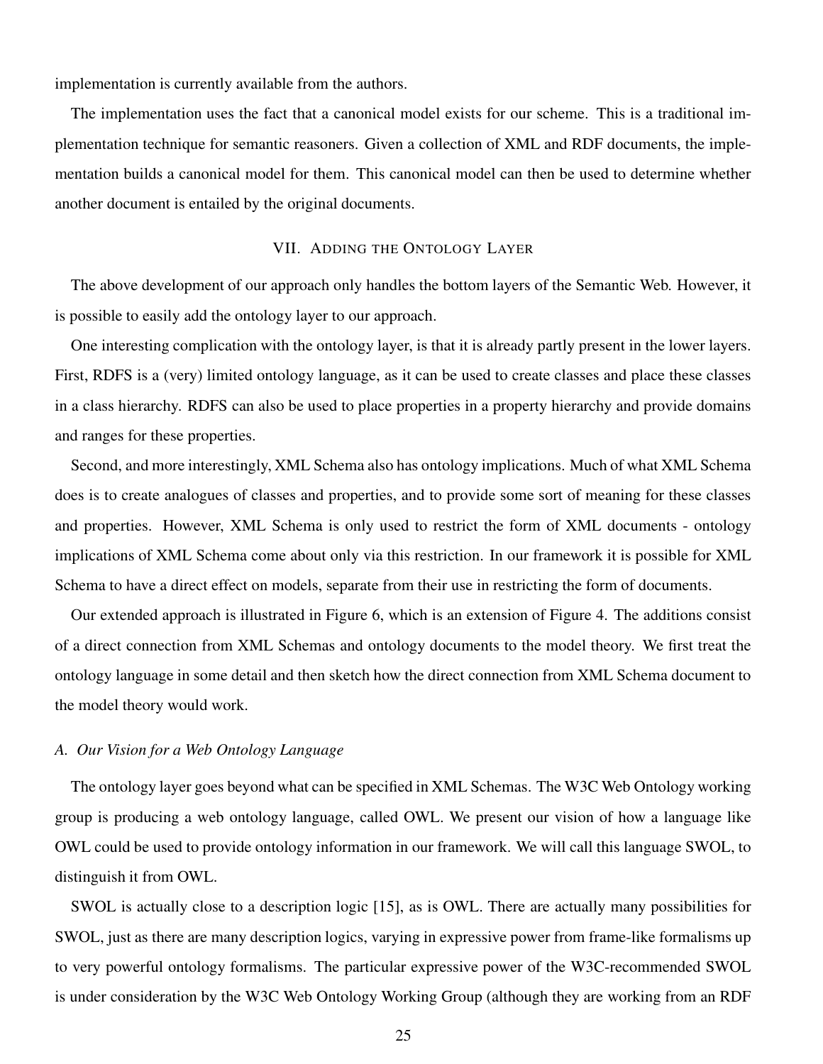implementation is currently available from the authors.

The implementation uses the fact that a canonical model exists for our scheme. This is a traditional implementation technique for semantic reasoners. Given a collection of XML and RDF documents, the implementation builds a canonical model for them. This canonical model can then be used to determine whether another document is entailed by the original documents.

## VII. Adding the Ontology Layer

The above development of our approach only handles the bottom layers of the Semantic Web. However, it is possible to easily add the ontology layer to our approach.

One interesting complication with the ontology layer, is that it is already partly present in the lower layers. First, RDFS is a (very) limited ontology language, as it can be used to create classes and place these classes in a class hierarchy. RDFS can also be used to place properties in a property hierarchy and provide domains and ranges for these properties.

Second, and more interestingly, XML Schema also has ontology implications. Much of what XML Schema does is to create analogues of classes and properties, and to provide some sort of meaning for these classes and properties. However, XML Schema is only used to restrict the form of XML documents - ontology implications of XML Schema come about only via this restriction. In our framework it is possible for XML Schema to have a direct effect on models, separate from their use in restricting the form of documents.

Our extended approach is illustrated in Figure 6, which is an extension of Figure 4. The additions consist of a direct connection from XML Schemas and ontology documents to the model theory. We first treat the ontology language in some detail and then sketch how the direct connection from XML Schema document to the model theory would work.

### A. *Our Vision for a Web Ontology Language*

The ontology layer goes beyond what can be specified in XML Schemas. The W3C Web Ontology working group is producing a web ontology language, called OWL. We present our vision of how a language like OWL could be used to provide ontology information in our framework. We will call this language SWOL, to distinguish it from OWL.

SWOL is actually close to a description logic [15], as is OWL. There are actually many possibilities for SWOL, just as there are many description logics, varying in expressive power from frame-like formalisms up to very powerful ontology formalisms. The particular expressive power of the W3C-recommended SWOL is under consideration by the W3C Web Ontology Working Group (although they are working from an RDF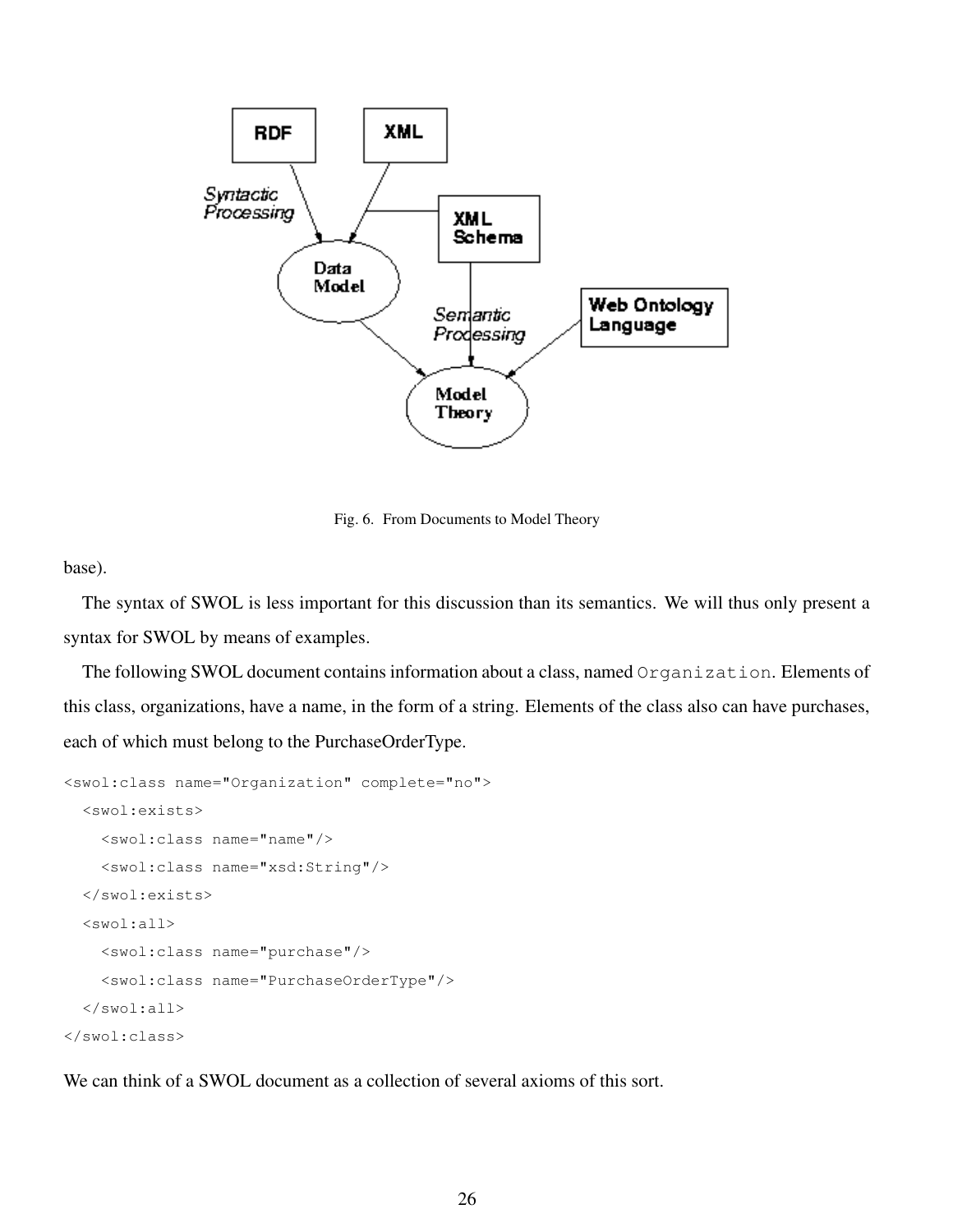Fig. 6. From Documents to Model Theory

base).

The syntax of SWOL is less important for this discussion than its semantics. We will thus only present a syntax for SWOL by means of examples.

The following SWOL document contains information about a class, named `Organization`. Elements of this class, organizations, have a name, in the form of a string. Elements of the class also can have purchases, each of which must belong to the PurchaseOrderType.

```
<swol:class name="Organization" complete="no">
  <swol:exists>
    <swol:class name="name"/>
    <swol:class name="xsd:String"/>
  </swol:exists>
  <swol:all>
    <swol:class name="purchase"/>
    <swol:class name="PurchaseOrderType"/>
  </swol:all>
</swol:class>
```

We can think of a SWOL document as a collection of several axioms of this sort.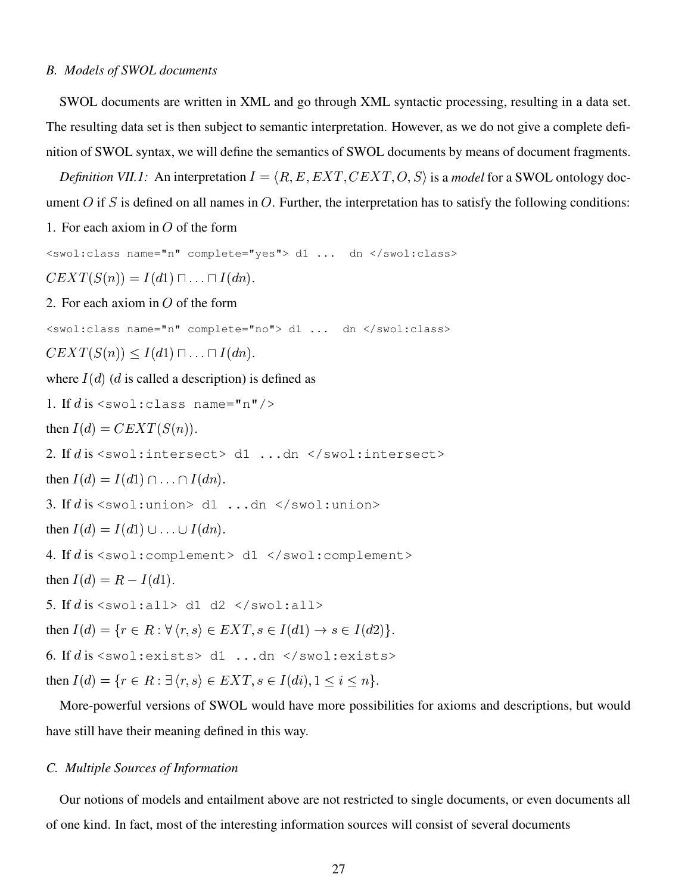### B. Models of SWOL documents

SWOL documents are written in XML and go through XML syntactic processing, resulting in a data set. The resulting data set is then subject to semantic interpretation. However, as we do not give a complete definition of SWOL syntax, we will define the semantics of SWOL documents by means of document fragments.

*Definition VII.1:* An interpretation $I = \langle R, E, EXT, CEXT, O, S \rangle$ is a *model* for a SWOL ontology document $O$ if $S$ is defined on all names in $O$. Further, the interpretation has to satisfy the following conditions:

1. For each axiom in $O$ of the form

`<swol:class name="n" complete="yes"> d1 ...  dn </swol:class>`

$CEXT(S(n)) = I(d1) \sqcap \ldots \sqcap I(dn)$.

2. For each axiom in $O$ of the form

`<swol:class name="n" complete="no"> d1 ...  dn </swol:class>`

$CEXT(S(n)) \leq I(d1) \sqcap \ldots \sqcap I(dn)$.

where $I(d)$ ($d$ is called a description) is defined as

1. If $d$ is `<swol:class name="n"/>`

then $I(d) = CEXT(S(n))$.

2. If $d$ is `<swol:intersect> d1 ...dn </swol:intersect>`

then $I(d) = I(d1) \cap \ldots \cap I(dn)$.

3. If $d$ is `<swol:union> d1 ...dn </swol:union>`

then $I(d) = I(d1) \cup \ldots \cup I(dn)$.

4. If $d$ is `<swol:complement> d1 </swol:complement>`

then $I(d) = R - I(d1)$.

5. If $d$ is `<swol:all> d1 d2 </swol:all>`

then $I(d) = \{r \in R : \forall \langle r, s \rangle \in EXT, s \in I(d1) \rightarrow s \in I(d2)\}$.

6. If $d$ is `<swol:exists> d1 ...dn </swol:exists>`

then $I(d) = \{r \in R : \exists \langle r, s \rangle \in EXT, s \in I(di), 1 \leq i \leq n\}$.

More-powerful versions of SWOL would have more possibilities for axioms and descriptions, but would have still have their meaning defined in this way.

### C. Multiple Sources of Information

Our notions of models and entailment above are not restricted to single documents, or even documents all of one kind. In fact, most of the interesting information sources will consist of several documents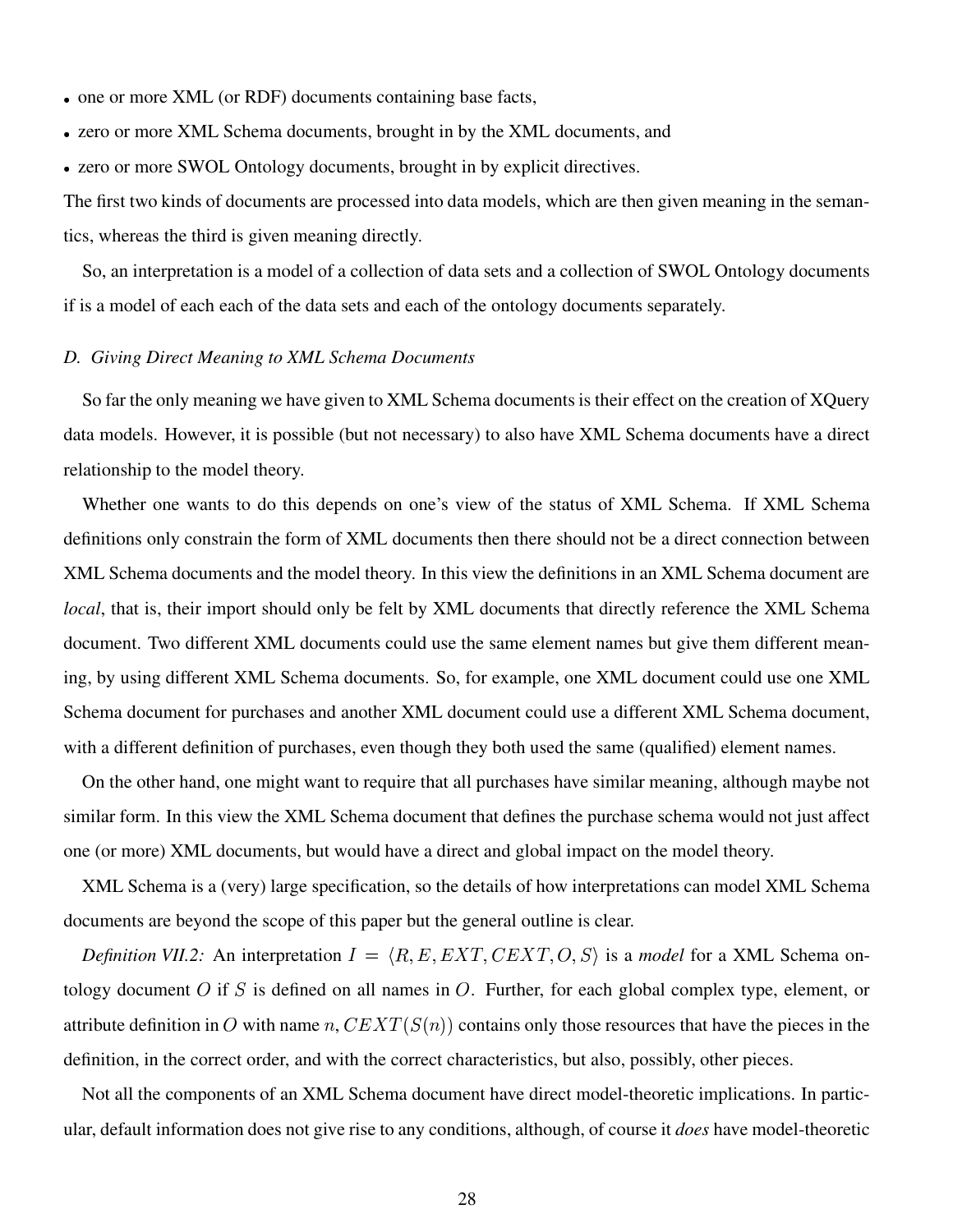- one or more XML (or RDF) documents containing base facts,
- zero or more XML Schema documents, brought in by the XML documents, and
- zero or more SWOL Ontology documents, brought in by explicit directives.

The first two kinds of documents are processed into data models, which are then given meaning in the semantics, whereas the third is given meaning directly.

So, an interpretation is a model of a collection of data sets and a collection of SWOL Ontology documents if is a model of each each of the data sets and each of the ontology documents separately.

### *D. Giving Direct Meaning to XML Schema Documents*

So far the only meaning we have given to XML Schema documents is their effect on the creation of XQuery data models. However, it is possible (but not necessary) to also have XML Schema documents have a direct relationship to the model theory.

Whether one wants to do this depends on one's view of the status of XML Schema. If XML Schema definitions only constrain the form of XML documents then there should not be a direct connection between XML Schema documents and the model theory. In this view the definitions in an XML Schema document are *local*, that is, their import should only be felt by XML documents that directly reference the XML Schema document. Two different XML documents could use the same element names but give them different meaning, by using different XML Schema documents. So, for example, one XML document could use one XML Schema document for purchases and another XML document could use a different XML Schema document, with a different definition of purchases, even though they both used the same (qualified) element names.

On the other hand, one might want to require that all purchases have similar meaning, although maybe not similar form. In this view the XML Schema document that defines the purchase schema would not just affect one (or more) XML documents, but would have a direct and global impact on the model theory.

XML Schema is a (very) large specification, so the details of how interpretations can model XML Schema documents are beyond the scope of this paper but the general outline is clear.

*Definition VII.2:* An interpretation $I = \langle R, E, EXT, CEXT, O, S \rangle$ is a *model* for a XML Schema ontology document $O$ if $S$ is defined on all names in $O$. Further, for each global complex type, element, or attribute definition in $O$ with name $n$, $CEXT(S(n))$ contains only those resources that have the pieces in the definition, in the correct order, and with the correct characteristics, but also, possibly, other pieces.

Not all the components of an XML Schema document have direct model-theoretic implications. In particular, default information does not give rise to any conditions, although, of course it *does* have model-theoretic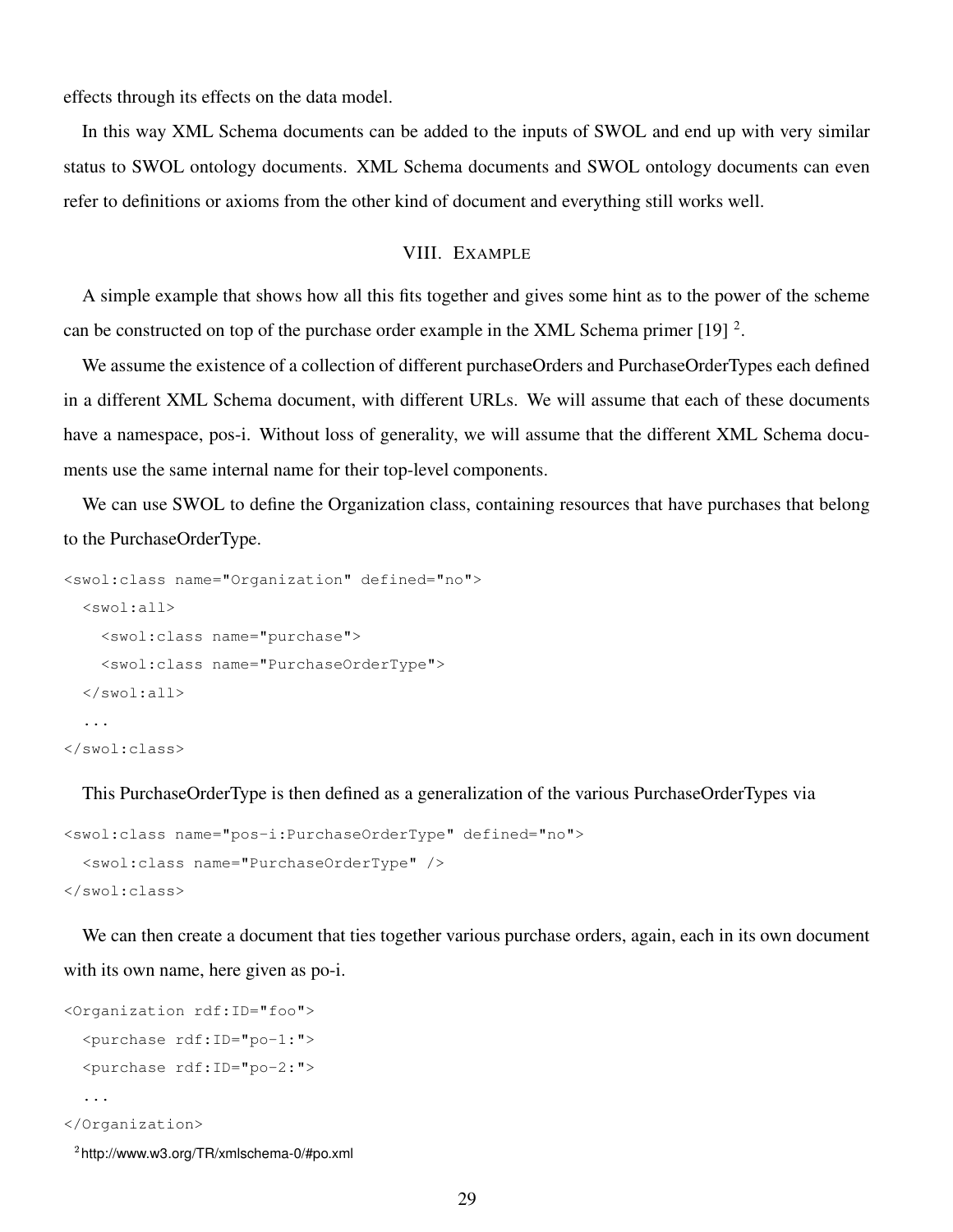effects through its effects on the data model.

In this way XML Schema documents can be added to the inputs of SWOL and end up with very similar status to SWOL ontology documents. XML Schema documents and SWOL ontology documents can even refer to definitions or axioms from the other kind of document and everything still works well.

## VIII. Example

A simple example that shows how all this fits together and gives some hint as to the power of the scheme can be constructed on top of the purchase order example in the XML Schema primer [19] [2].

We assume the existence of a collection of different purchaseOrders and PurchaseOrderTypes each defined in a different XML Schema document, with different URLs. We will assume that each of these documents have a namespace, pos-i. Without loss of generality, we will assume that the different XML Schema documents use the same internal name for their top-level components.

We can use SWOL to define the Organization class, containing resources that have purchases that belong to the PurchaseOrderType.

```
<swol:class name="Organization" defined="no">
  <swol:all>
    <swol:class name="purchase">
    <swol:class name="PurchaseOrderType">
  </swol:all>
  ...
</swol:class>
```

This PurchaseOrderType is then defined as a generalization of the various PurchaseOrderTypes via

```
<swol:class name="pos-i:PurchaseOrderType" defined="no">
  <swol:class name="PurchaseOrderType" />
</swol:class>
```

We can then create a document that ties together various purchase orders, again, each in its own document with its own name, here given as po-i.

```
<Organization rdf:ID="foo">
  <purchase rdf:ID="po-1:">
  <purchase rdf:ID="po-2:">
  ...
</Organization>
```

[2] http://www.w3.org/TR/xmlschema-0/#po.xml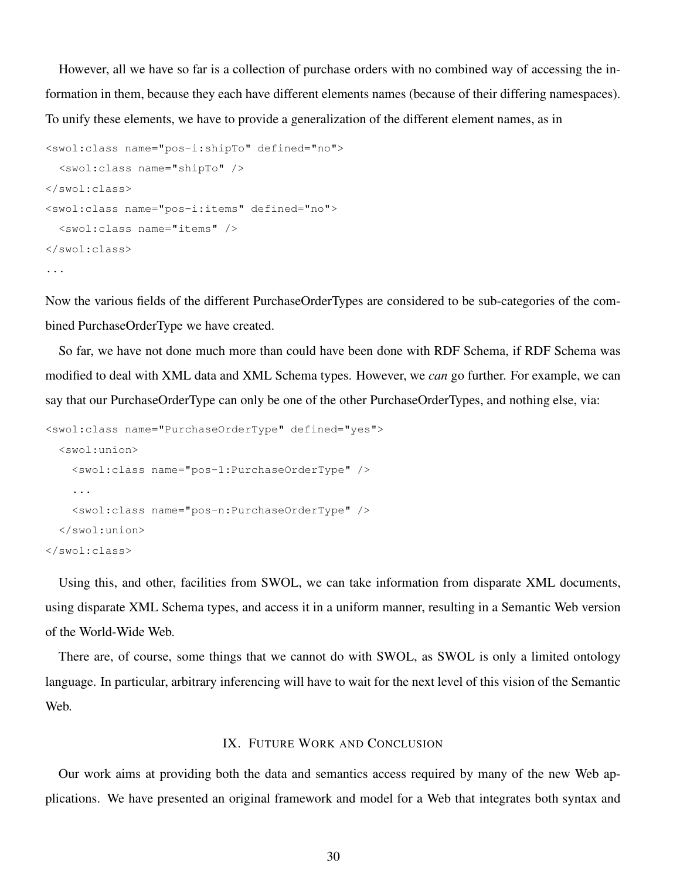However, all we have so far is a collection of purchase orders with no combined way of accessing the information in them, because they each have different elements names (because of their differing namespaces). To unify these elements, we have to provide a generalization of the different element names, as in

```
<swol:class name="pos-i:shipTo" defined="no">
  <swol:class name="shipTo" />
</swol:class>
<swol:class name="pos-i:items" defined="no">
  <swol:class name="items" />
</swol:class>
...
```

Now the various fields of the different PurchaseOrderTypes are considered to be sub-categories of the combined PurchaseOrderType we have created.

So far, we have not done much more than could have been done with RDF Schema, if RDF Schema was modified to deal with XML data and XML Schema types. However, we *can* go further. For example, we can say that our PurchaseOrderType can only be one of the other PurchaseOrderTypes, and nothing else, via:

```
<swol:class name="PurchaseOrderType" defined="yes">
  <swol:union>
    <swol:class name="pos-1:PurchaseOrderType" />
    ...
    <swol:class name="pos-n:PurchaseOrderType" />
  </swol:union>
</swol:class>
```

Using this, and other, facilities from SWOL, we can take information from disparate XML documents, using disparate XML Schema types, and access it in a uniform manner, resulting in a Semantic Web version of the World-Wide Web.

There are, of course, some things that we cannot do with SWOL, as SWOL is only a limited ontology language. In particular, arbitrary inferencing will have to wait for the next level of this vision of the Semantic Web.

## IX. Future Work and Conclusion

Our work aims at providing both the data and semantics access required by many of the new Web applications. We have presented an original framework and model for a Web that integrates both syntax and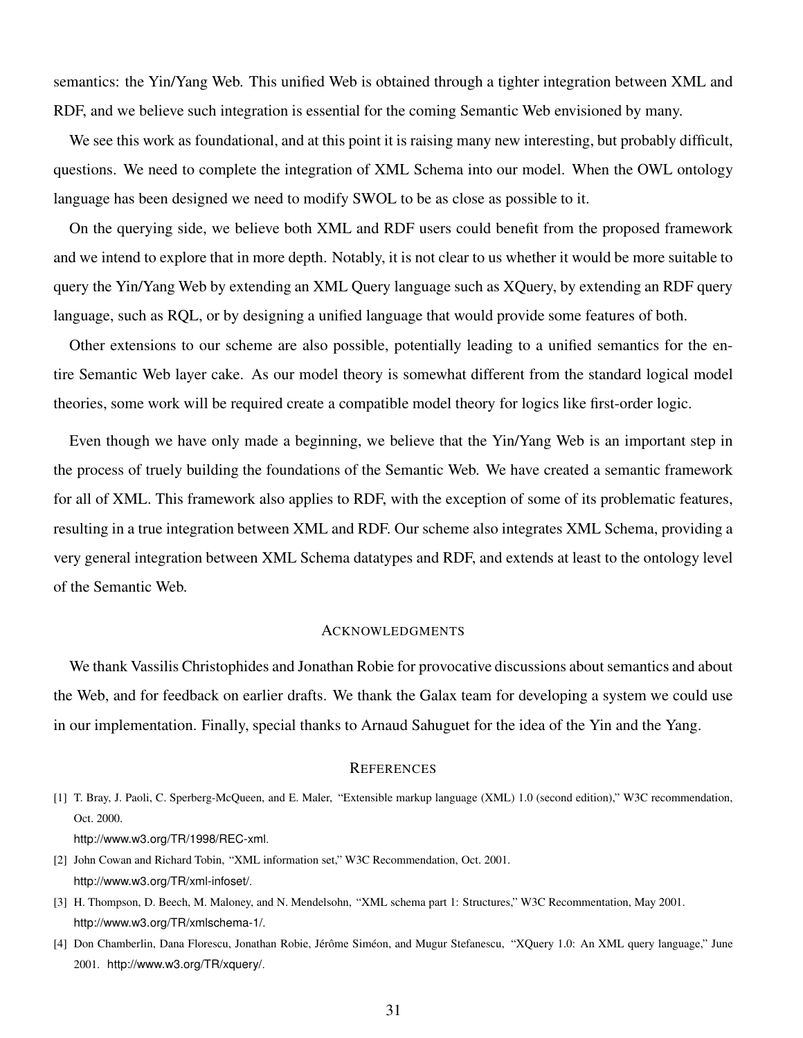semantics: the Yin/Yang Web. This unified Web is obtained through a tighter integration between XML and RDF, and we believe such integration is essential for the coming Semantic Web envisioned by many.

We see this work as foundational, and at this point it is raising many new interesting, but probably difficult, questions. We need to complete the integration of XML Schema into our model. When the OWL ontology language has been designed we need to modify SWOL to be as close as possible to it.

On the querying side, we believe both XML and RDF users could benefit from the proposed framework and we intend to explore that in more depth. Notably, it is not clear to us whether it would be more suitable to query the Yin/Yang Web by extending an XML Query language such as XQuery, by extending an RDF query language, such as RQL, or by designing a unified language that would provide some features of both.

Other extensions to our scheme are also possible, potentially leading to a unified semantics for the entire Semantic Web layer cake. As our model theory is somewhat different from the standard logical model theories, some work will be required create a compatible model theory for logics like first-order logic.

Even though we have only made a beginning, we believe that the Yin/Yang Web is an important step in the process of truely building the foundations of the Semantic Web. We have created a semantic framework for all of XML. This framework also applies to RDF, with the exception of some of its problematic features, resulting in a true integration between XML and RDF. Our scheme also integrates XML Schema, providing a very general integration between XML Schema datatypes and RDF, and extends at least to the ontology level of the Semantic Web.

## ACKNOWLEDGMENTS

We thank Vassilis Christophides and Jonathan Robie for provocative discussions about semantics and about the Web, and for feedback on earlier drafts. We thank the Galax team for developing a system we could use in our implementation. Finally, special thanks to Arnaud Sahuguet for the idea of the Yin and the Yang.

## REFERENCES

[1] T. Bray, J. Paoli, C. Sperberg-McQueen, and E. Maler, "Extensible markup language (XML) 1.0 (second edition)," W3C recommendation, Oct. 2000.
http://www.w3.org/TR/1998/REC-xml.

[2] John Cowan and Richard Tobin, "XML information set," W3C Recommendation, Oct. 2001.
http://www.w3.org/TR/xml-infoset/.

[3] H. Thompson, D. Beech, M. Maloney, and N. Mendelsohn, "XML schema part 1: Structures," W3C Recommentation, May 2001.
http://www.w3.org/TR/xmlschema-1/.

[4] Don Chamberlin, Dana Florescu, Jonathan Robie, Jérôme Siméon, and Mugur Stefanescu, "XQuery 1.0: An XML query language," June 2001. http://www.w3.org/TR/xquery/.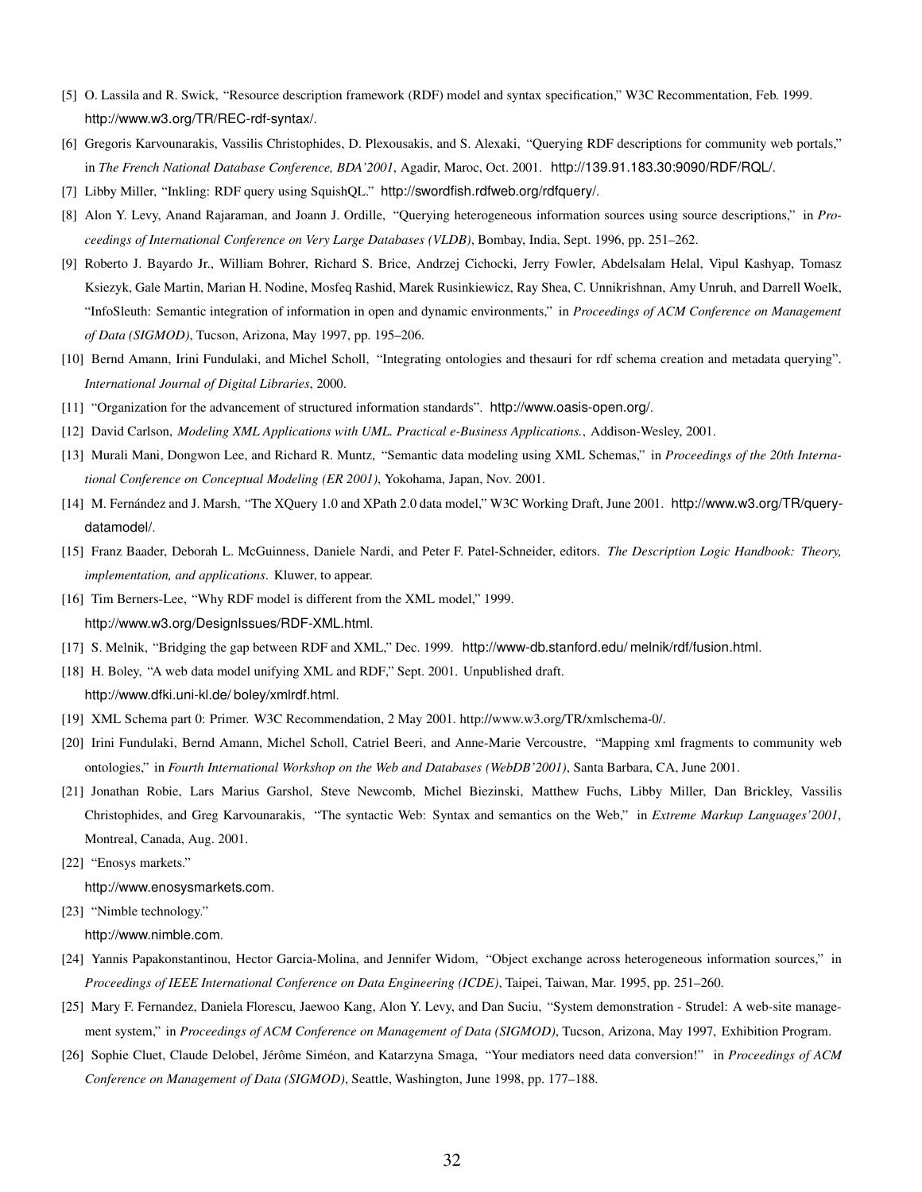[5] O. Lassila and R. Swick, "Resource description framework (RDF) model and syntax specification," W3C Recommentation, Feb. 1999. http://www.w3.org/TR/REC-rdf-syntax/.

[6] Gregoris Karvounarakis, Vassilis Christophides, D. Plexousakis, and S. Alexaki, "Querying RDF descriptions for community web portals," in *The French National Database Conference, BDA'2001*, Agadir, Maroc, Oct. 2001. http://139.91.183.30:9090/RDF/RQL/.

[7] Libby Miller, "Inkling: RDF query using SquishQL." http://swordfish.rdfweb.org/rdfquery/.

[8] Alon Y. Levy, Anand Rajaraman, and Joann J. Ordille, "Querying heterogeneous information sources using source descriptions," in *Proceedings of International Conference on Very Large Databases (VLDB)*, Bombay, India, Sept. 1996, pp. 251–262.

[9] Roberto J. Bayardo Jr., William Bohrer, Richard S. Brice, Andrzej Cichocki, Jerry Fowler, Abdelsalam Helal, Vipul Kashyap, Tomasz Ksiezyk, Gale Martin, Marian H. Nodine, Mosfeq Rashid, Marek Rusinkiewicz, Ray Shea, C. Unnikrishnan, Amy Unruh, and Darrell Woelk, "InfoSleuth: Semantic integration of information in open and dynamic environments," in *Proceedings of ACM Conference on Management of Data (SIGMOD)*, Tucson, Arizona, May 1997, pp. 195–206.

[10] Bernd Amann, Irini Fundulaki, and Michel Scholl, "Integrating ontologies and thesauri for rdf schema creation and metadata querying". *International Journal of Digital Libraries*, 2000.

[11] "Organization for the advancement of structured information standards". http://www.oasis-open.org/.

[12] David Carlson, *Modeling XML Applications with UML. Practical e-Business Applications.*, Addison-Wesley, 2001.

[13] Murali Mani, Dongwon Lee, and Richard R. Muntz, "Semantic data modeling using XML Schemas," in *Proceedings of the 20th International Conference on Conceptual Modeling (ER 2001)*, Yokohama, Japan, Nov. 2001.

[14] M. Fernández and J. Marsh, "The XQuery 1.0 and XPath 2.0 data model," W3C Working Draft, June 2001. http://www.w3.org/TR/query-datamodel/.

[15] Franz Baader, Deborah L. McGuinness, Daniele Nardi, and Peter F. Patel-Schneider, editors. *The Description Logic Handbook: Theory, implementation, and applications*. Kluwer, to appear.

[16] Tim Berners-Lee, "Why RDF model is different from the XML model," 1999. http://www.w3.org/DesignIssues/RDF-XML.html.

[17] S. Melnik, "Bridging the gap between RDF and XML," Dec. 1999. http://www-db.stanford.edu/ melnik/rdf/fusion.html.

[18] H. Boley, "A web data model unifying XML and RDF," Sept. 2001. Unpublished draft. http://www.dfki.uni-kl.de/ boley/xmlrdf.html.

[19] XML Schema part 0: Primer. W3C Recommendation, 2 May 2001. http://www.w3.org/TR/xmlschema-0/.

[20] Irini Fundulaki, Bernd Amann, Michel Scholl, Catriel Beeri, and Anne-Marie Vercoustre, "Mapping xml fragments to community web ontologies," in *Fourth International Workshop on the Web and Databases (WebDB'2001)*, Santa Barbara, CA, June 2001.

[21] Jonathan Robie, Lars Marius Garshol, Steve Newcomb, Michel Biezinski, Matthew Fuchs, Libby Miller, Dan Brickley, Vassilis Christophides, and Greg Karvounarakis, "The syntactic Web: Syntax and semantics on the Web," in *Extreme Markup Languages'2001*, Montreal, Canada, Aug. 2001.

[22] "Enosys markets." http://www.enosysmarkets.com.

[23] "Nimble technology." http://www.nimble.com.

[24] Yannis Papakonstantinou, Hector Garcia-Molina, and Jennifer Widom, "Object exchange across heterogeneous information sources," in *Proceedings of IEEE International Conference on Data Engineering (ICDE)*, Taipei, Taiwan, Mar. 1995, pp. 251–260.

[25] Mary F. Fernandez, Daniela Florescu, Jaewoo Kang, Alon Y. Levy, and Dan Suciu, "System demonstration - Strudel: A web-site management system," in *Proceedings of ACM Conference on Management of Data (SIGMOD)*, Tucson, Arizona, May 1997, Exhibition Program.

[26] Sophie Cluet, Claude Delobel, Jérôme Siméon, and Katarzyna Smaga, "Your mediators need data conversion!" in *Proceedings of ACM Conference on Management of Data (SIGMOD)*, Seattle, Washington, June 1998, pp. 177–188.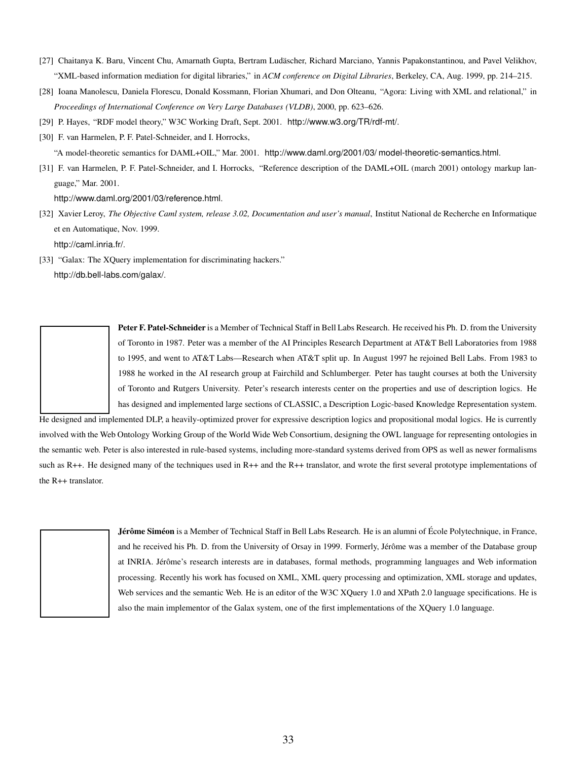[27] Chaitanya K. Baru, Vincent Chu, Amarnath Gupta, Bertram Ludäscher, Richard Marciano, Yannis Papakonstantinou, and Pavel Velikhov, "XML-based information mediation for digital libraries," in *ACM conference on Digital Libraries*, Berkeley, CA, Aug. 1999, pp. 214–215.

[28] Ioana Manolescu, Daniela Florescu, Donald Kossmann, Florian Xhumari, and Don Olteanu, "Agora: Living with XML and relational," in *Proceedings of International Conference on Very Large Databases (VLDB)*, 2000, pp. 623–626.

[29] P. Hayes, "RDF model theory," W3C Working Draft, Sept. 2001. http://www.w3.org/TR/rdf-mt/.

[30] F. van Harmelen, P. F. Patel-Schneider, and I. Horrocks, "A model-theoretic semantics for DAML+OIL," Mar. 2001. http://www.daml.org/2001/03/ model-theoretic-semantics.html.

[31] F. van Harmelen, P. F. Patel-Schneider, and I. Horrocks, "Reference description of the DAML+OIL (march 2001) ontology markup language," Mar. 2001. http://www.daml.org/2001/03/reference.html.

[32] Xavier Leroy, *The Objective Caml system, release 3.02, Documentation and user's manual*, Institut National de Recherche en Informatique et en Automatique, Nov. 1999. http://caml.inria.fr/.

[33] "Galax: The XQuery implementation for discriminating hackers." http://db.bell-labs.com/galax/.

**Peter F. Patel-Schneider** is a Member of Technical Staff in Bell Labs Research. He received his Ph. D. from the University of Toronto in 1987. Peter was a member of the AI Principles Research Department at AT&T Bell Laboratories from 1988 to 1995, and went to AT&T Labs—Research when AT&T split up. In August 1997 he rejoined Bell Labs. From 1983 to 1988 he worked in the AI research group at Fairchild and Schlumberger. Peter has taught courses at both the University of Toronto and Rutgers University. Peter's research interests center on the properties and use of description logics. He has designed and implemented large sections of CLASSIC, a Description Logic-based Knowledge Representation system. He designed and implemented DLP, a heavily-optimized prover for expressive description logics and propositional modal logics. He is currently involved with the Web Ontology Working Group of the World Wide Web Consortium, designing the OWL language for representing ontologies in the semantic web. Peter is also interested in rule-based systems, including more-standard systems derived from OPS as well as newer formalisms such as R++. He designed many of the techniques used in R++ and the R++ translator, and wrote the first several prototype implementations of the R++ translator.

**Jérôme Siméon** is a Member of Technical Staff in Bell Labs Research. He is an alumni of École Polytechnique, in France, and he received his Ph. D. from the University of Orsay in 1999. Formerly, Jérôme was a member of the Database group at INRIA. Jérôme's research interests are in databases, formal methods, programming languages and Web information processing. Recently his work has focused on XML, XML query processing and optimization, XML storage and updates, Web services and the semantic Web. He is an editor of the W3C XQuery 1.0 and XPath 2.0 language specifications. He is also the main implementor of the Galax system, one of the first implementations of the XQuery 1.0 language.